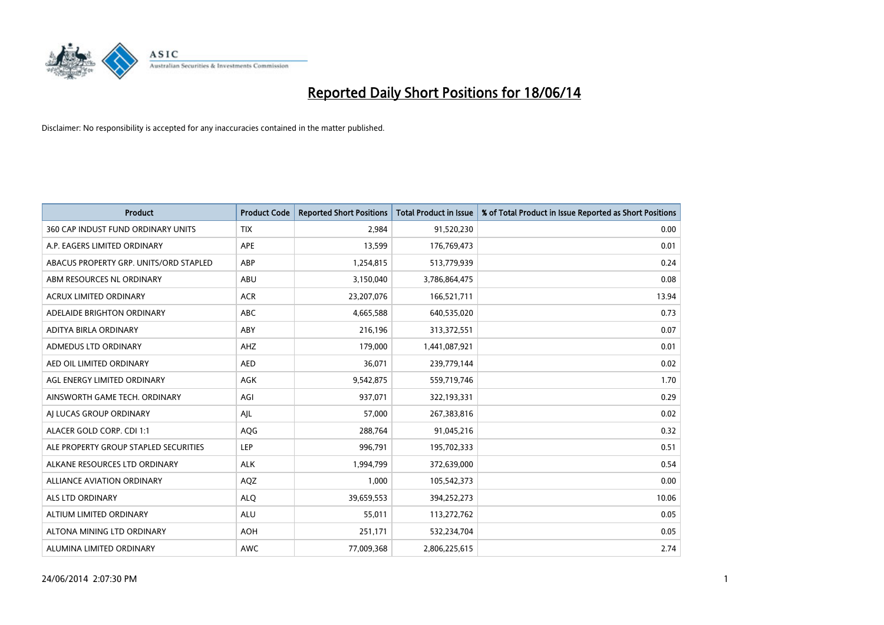# Reported Daily Short Positions for 18/06/14

Disclaimer: No responsibility is accepted for any inaccuracies contained in the matter published.

| Product | Product Code | Reported Short Positions | Total Product in Issue | % of Total Product in Issue Reported as Short Positions |
|---|---|---|---|---|
| 360 CAP INDUST FUND ORDINARY UNITS | TIX | 2,984 | 91,520,230 | 0.00 |
| A.P. EAGERS LIMITED ORDINARY | APE | 13,599 | 176,769,473 | 0.01 |
| ABACUS PROPERTY GRP. UNITS/ORD STAPLED | ABP | 1,254,815 | 513,779,939 | 0.24 |
| ABM RESOURCES NL ORDINARY | ABU | 3,150,040 | 3,786,864,475 | 0.08 |
| ACRUX LIMITED ORDINARY | ACR | 23,207,076 | 166,521,711 | 13.94 |
| ADELAIDE BRIGHTON ORDINARY | ABC | 4,665,588 | 640,535,020 | 0.73 |
| ADITYA BIRLA ORDINARY | ABY | 216,196 | 313,372,551 | 0.07 |
| ADMEDUS LTD ORDINARY | AHZ | 179,000 | 1,441,087,921 | 0.01 |
| AED OIL LIMITED ORDINARY | AED | 36,071 | 239,779,144 | 0.02 |
| AGL ENERGY LIMITED ORDINARY | AGK | 9,542,875 | 559,719,746 | 1.70 |
| AINSWORTH GAME TECH. ORDINARY | AGI | 937,071 | 322,193,331 | 0.29 |
| AJ LUCAS GROUP ORDINARY | AJL | 57,000 | 267,383,816 | 0.02 |
| ALACER GOLD CORP. CDI 1:1 | AQG | 288,764 | 91,045,216 | 0.32 |
| ALE PROPERTY GROUP STAPLED SECURITIES | LEP | 996,791 | 195,702,333 | 0.51 |
| ALKANE RESOURCES LTD ORDINARY | ALK | 1,994,799 | 372,639,000 | 0.54 |
| ALLIANCE AVIATION ORDINARY | AQZ | 1,000 | 105,542,373 | 0.00 |
| ALS LTD ORDINARY | ALQ | 39,659,553 | 394,252,273 | 10.06 |
| ALTIUM LIMITED ORDINARY | ALU | 55,011 | 113,272,762 | 0.05 |
| ALTONA MINING LTD ORDINARY | AOH | 251,171 | 532,234,704 | 0.05 |
| ALUMINA LIMITED ORDINARY | AWC | 77,009,368 | 2,806,225,615 | 2.74 |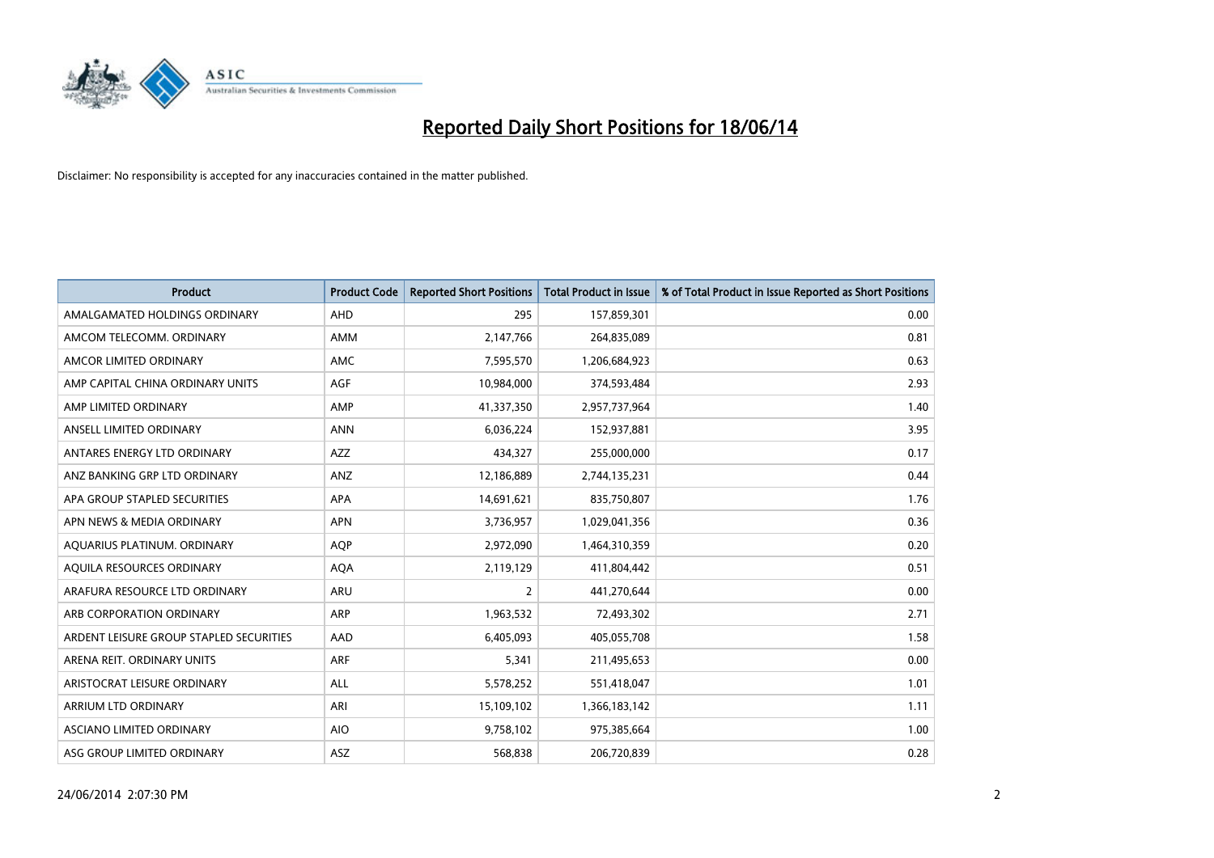# Reported Daily Short Positions for 18/06/14

Disclaimer: No responsibility is accepted for any inaccuracies contained in the matter published.

| Product | Product Code | Reported Short Positions | Total Product in Issue | % of Total Product in Issue Reported as Short Positions |
|---|---|---|---|---|
| AMALGAMATED HOLDINGS ORDINARY | AHD | 295 | 157,859,301 | 0.00 |
| AMCOM TELECOMM. ORDINARY | AMM | 2,147,766 | 264,835,089 | 0.81 |
| AMCOR LIMITED ORDINARY | AMC | 7,595,570 | 1,206,684,923 | 0.63 |
| AMP CAPITAL CHINA ORDINARY UNITS | AGF | 10,984,000 | 374,593,484 | 2.93 |
| AMP LIMITED ORDINARY | AMP | 41,337,350 | 2,957,737,964 | 1.40 |
| ANSELL LIMITED ORDINARY | ANN | 6,036,224 | 152,937,881 | 3.95 |
| ANTARES ENERGY LTD ORDINARY | AZZ | 434,327 | 255,000,000 | 0.17 |
| ANZ BANKING GRP LTD ORDINARY | ANZ | 12,186,889 | 2,744,135,231 | 0.44 |
| APA GROUP STAPLED SECURITIES | APA | 14,691,621 | 835,750,807 | 1.76 |
| APN NEWS & MEDIA ORDINARY | APN | 3,736,957 | 1,029,041,356 | 0.36 |
| AQUARIUS PLATINUM. ORDINARY | AQP | 2,972,090 | 1,464,310,359 | 0.20 |
| AQUILA RESOURCES ORDINARY | AQA | 2,119,129 | 411,804,442 | 0.51 |
| ARAFURA RESOURCE LTD ORDINARY | ARU | 2 | 441,270,644 | 0.00 |
| ARB CORPORATION ORDINARY | ARP | 1,963,532 | 72,493,302 | 2.71 |
| ARDENT LEISURE GROUP STAPLED SECURITIES | AAD | 6,405,093 | 405,055,708 | 1.58 |
| ARENA REIT. ORDINARY UNITS | ARF | 5,341 | 211,495,653 | 0.00 |
| ARISTOCRAT LEISURE ORDINARY | ALL | 5,578,252 | 551,418,047 | 1.01 |
| ARRIUM LTD ORDINARY | ARI | 15,109,102 | 1,366,183,142 | 1.11 |
| ASCIANO LIMITED ORDINARY | AIO | 9,758,102 | 975,385,664 | 1.00 |
| ASG GROUP LIMITED ORDINARY | ASZ | 568,838 | 206,720,839 | 0.28 |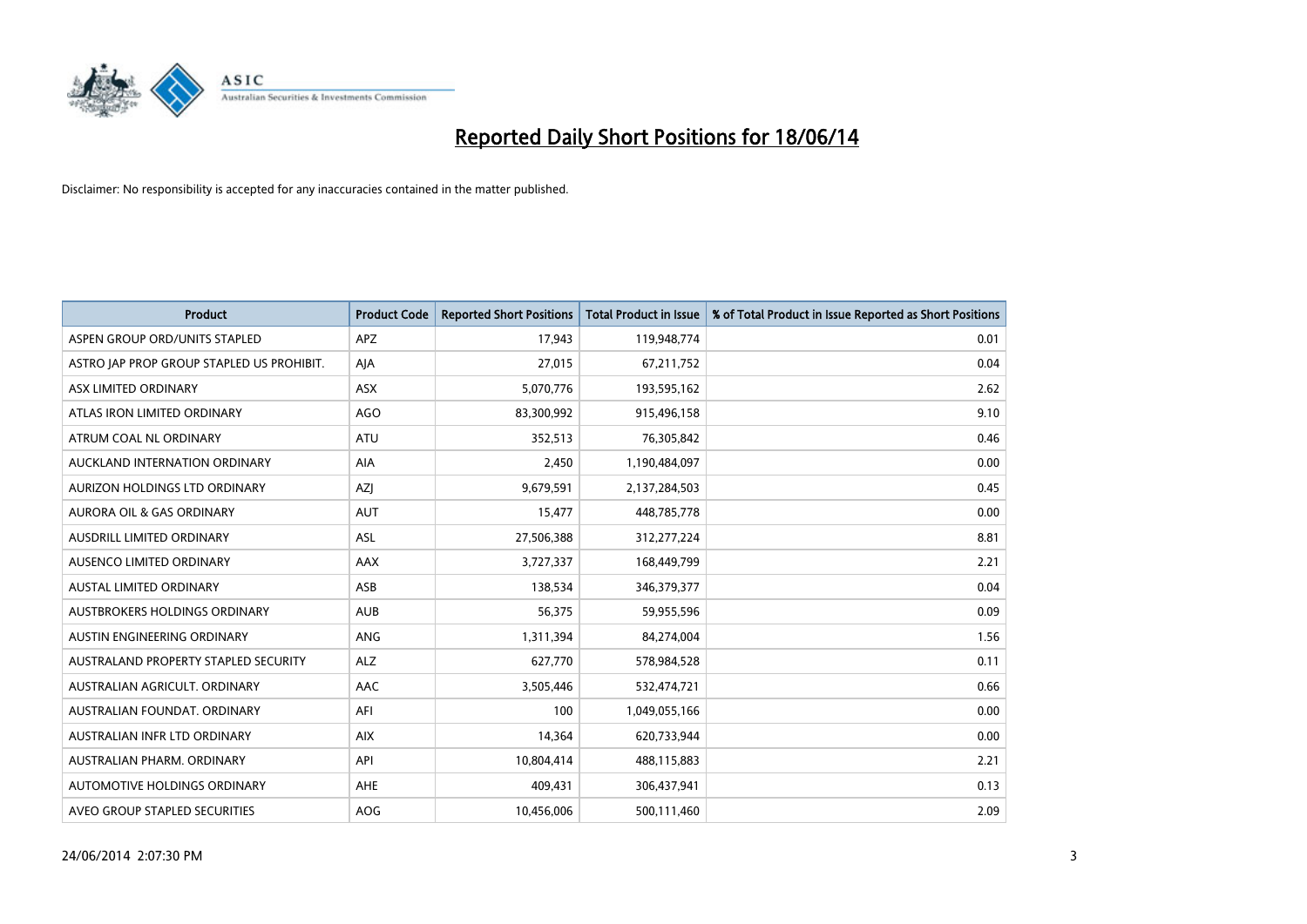# Reported Daily Short Positions for 18/06/14

Disclaimer: No responsibility is accepted for any inaccuracies contained in the matter published.

| Product | Product Code | Reported Short Positions | Total Product in Issue | % of Total Product in Issue Reported as Short Positions |
|---|---|---|---|---|
| ASPEN GROUP ORD/UNITS STAPLED | APZ | 17,943 | 119,948,774 | 0.01 |
| ASTRO JAP PROP GROUP STAPLED US PROHIBIT. | AJA | 27,015 | 67,211,752 | 0.04 |
| ASX LIMITED ORDINARY | ASX | 5,070,776 | 193,595,162 | 2.62 |
| ATLAS IRON LIMITED ORDINARY | AGO | 83,300,992 | 915,496,158 | 9.10 |
| ATRUM COAL NL ORDINARY | ATU | 352,513 | 76,305,842 | 0.46 |
| AUCKLAND INTERNATION ORDINARY | AIA | 2,450 | 1,190,484,097 | 0.00 |
| AURIZON HOLDINGS LTD ORDINARY | AZJ | 9,679,591 | 2,137,284,503 | 0.45 |
| AURORA OIL & GAS ORDINARY | AUT | 15,477 | 448,785,778 | 0.00 |
| AUSDRILL LIMITED ORDINARY | ASL | 27,506,388 | 312,277,224 | 8.81 |
| AUSENCO LIMITED ORDINARY | AAX | 3,727,337 | 168,449,799 | 2.21 |
| AUSTAL LIMITED ORDINARY | ASB | 138,534 | 346,379,377 | 0.04 |
| AUSTBROKERS HOLDINGS ORDINARY | AUB | 56,375 | 59,955,596 | 0.09 |
| AUSTIN ENGINEERING ORDINARY | ANG | 1,311,394 | 84,274,004 | 1.56 |
| AUSTRALAND PROPERTY STAPLED SECURITY | ALZ | 627,770 | 578,984,528 | 0.11 |
| AUSTRALIAN AGRICULT. ORDINARY | AAC | 3,505,446 | 532,474,721 | 0.66 |
| AUSTRALIAN FOUNDAT. ORDINARY | AFI | 100 | 1,049,055,166 | 0.00 |
| AUSTRALIAN INFR LTD ORDINARY | AIX | 14,364 | 620,733,944 | 0.00 |
| AUSTRALIAN PHARM. ORDINARY | API | 10,804,414 | 488,115,883 | 2.21 |
| AUTOMOTIVE HOLDINGS ORDINARY | AHE | 409,431 | 306,437,941 | 0.13 |
| AVEO GROUP STAPLED SECURITIES | AOG | 10,456,006 | 500,111,460 | 2.09 |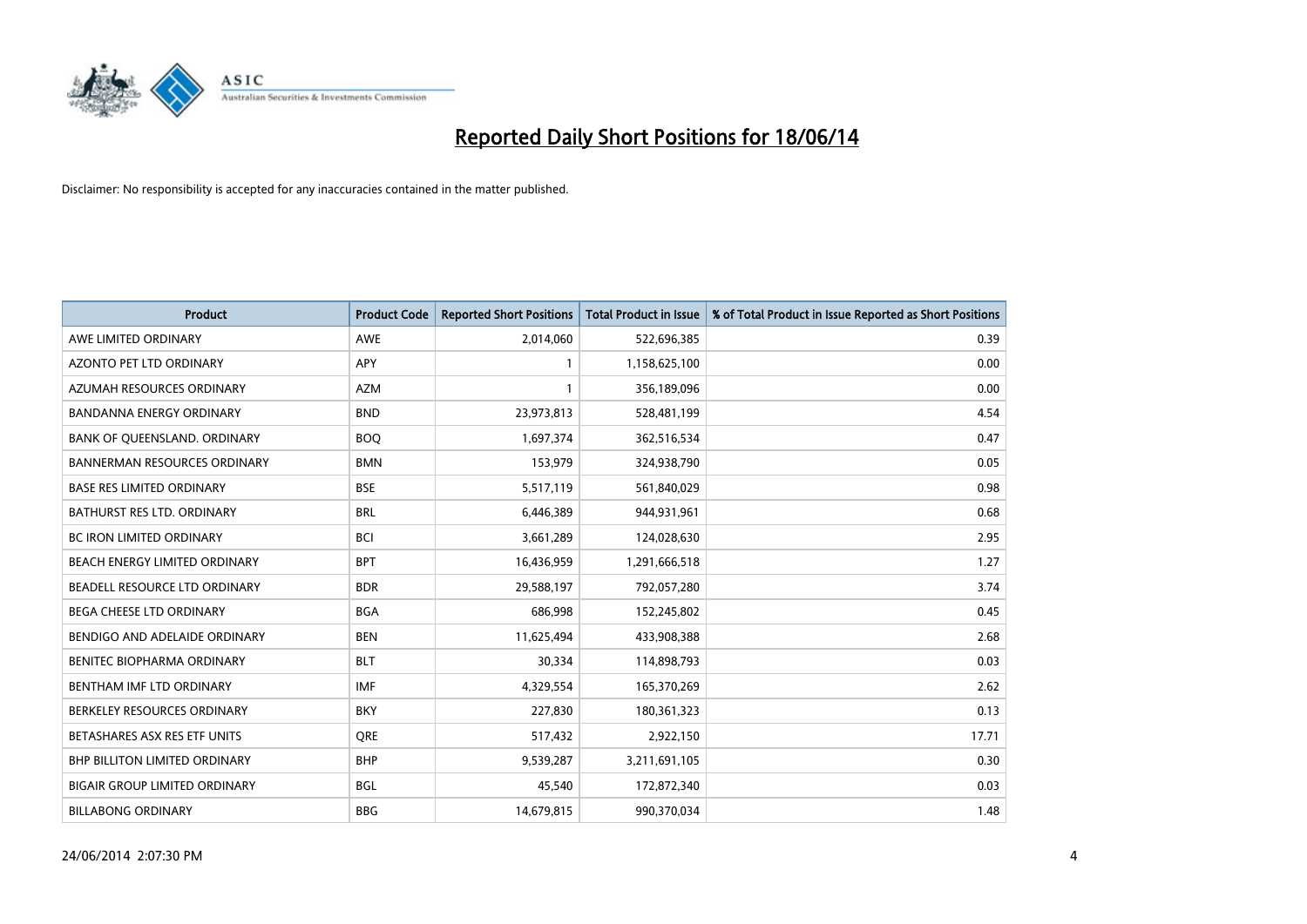# Reported Daily Short Positions for 18/06/14

Disclaimer: No responsibility is accepted for any inaccuracies contained in the matter published.

| Product | Product Code | Reported Short Positions | Total Product in Issue | % of Total Product in Issue Reported as Short Positions |
|---|---|---|---|---|
| AWE LIMITED ORDINARY | AWE | 2,014,060 | 522,696,385 | 0.39 |
| AZONTO PET LTD ORDINARY | APY | 1 | 1,158,625,100 | 0.00 |
| AZUMAH RESOURCES ORDINARY | AZM | 1 | 356,189,096 | 0.00 |
| BANDANNA ENERGY ORDINARY | BND | 23,973,813 | 528,481,199 | 4.54 |
| BANK OF QUEENSLAND. ORDINARY | BOQ | 1,697,374 | 362,516,534 | 0.47 |
| BANNERMAN RESOURCES ORDINARY | BMN | 153,979 | 324,938,790 | 0.05 |
| BASE RES LIMITED ORDINARY | BSE | 5,517,119 | 561,840,029 | 0.98 |
| BATHURST RES LTD. ORDINARY | BRL | 6,446,389 | 944,931,961 | 0.68 |
| BC IRON LIMITED ORDINARY | BCI | 3,661,289 | 124,028,630 | 2.95 |
| BEACH ENERGY LIMITED ORDINARY | BPT | 16,436,959 | 1,291,666,518 | 1.27 |
| BEADELL RESOURCE LTD ORDINARY | BDR | 29,588,197 | 792,057,280 | 3.74 |
| BEGA CHEESE LTD ORDINARY | BGA | 686,998 | 152,245,802 | 0.45 |
| BENDIGO AND ADELAIDE ORDINARY | BEN | 11,625,494 | 433,908,388 | 2.68 |
| BENITEC BIOPHARMA ORDINARY | BLT | 30,334 | 114,898,793 | 0.03 |
| BENTHAM IMF LTD ORDINARY | IMF | 4,329,554 | 165,370,269 | 2.62 |
| BERKELEY RESOURCES ORDINARY | BKY | 227,830 | 180,361,323 | 0.13 |
| BETASHARES ASX RES ETF UNITS | QRE | 517,432 | 2,922,150 | 17.71 |
| BHP BILLITON LIMITED ORDINARY | BHP | 9,539,287 | 3,211,691,105 | 0.30 |
| BIGAIR GROUP LIMITED ORDINARY | BGL | 45,540 | 172,872,340 | 0.03 |
| BILLABONG ORDINARY | BBG | 14,679,815 | 990,370,034 | 1.48 |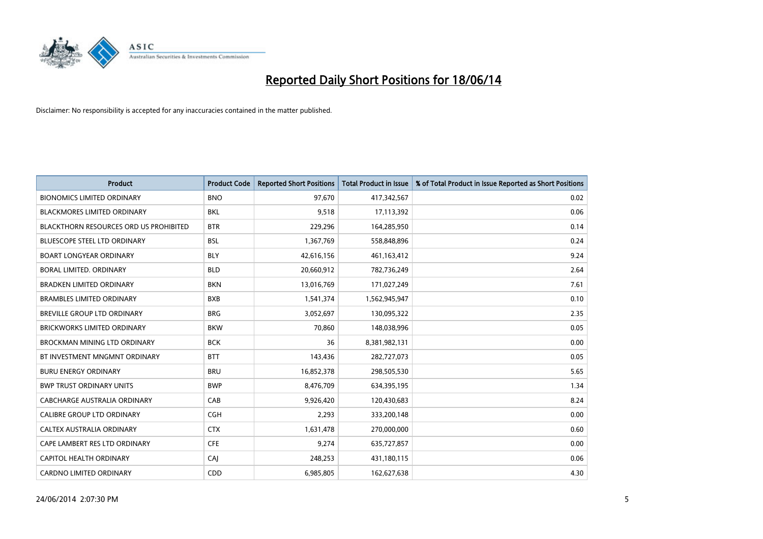# Reported Daily Short Positions for 18/06/14

Disclaimer: No responsibility is accepted for any inaccuracies contained in the matter published.

| Product | Product Code | Reported Short Positions | Total Product in Issue | % of Total Product in Issue Reported as Short Positions |
|---|---|---|---|---|
| BIONOMICS LIMITED ORDINARY | BNO | 97,670 | 417,342,567 | 0.02 |
| BLACKMORES LIMITED ORDINARY | BKL | 9,518 | 17,113,392 | 0.06 |
| BLACKTHORN RESOURCES ORD US PROHIBITED | BTR | 229,296 | 164,285,950 | 0.14 |
| BLUESCOPE STEEL LTD ORDINARY | BSL | 1,367,769 | 558,848,896 | 0.24 |
| BOART LONGYEAR ORDINARY | BLY | 42,616,156 | 461,163,412 | 9.24 |
| BORAL LIMITED. ORDINARY | BLD | 20,660,912 | 782,736,249 | 2.64 |
| BRADKEN LIMITED ORDINARY | BKN | 13,016,769 | 171,027,249 | 7.61 |
| BRAMBLES LIMITED ORDINARY | BXB | 1,541,374 | 1,562,945,947 | 0.10 |
| BREVILLE GROUP LTD ORDINARY | BRG | 3,052,697 | 130,095,322 | 2.35 |
| BRICKWORKS LIMITED ORDINARY | BKW | 70,860 | 148,038,996 | 0.05 |
| BROCKMAN MINING LTD ORDINARY | BCK | 36 | 8,381,982,131 | 0.00 |
| BT INVESTMENT MNGMNT ORDINARY | BTT | 143,436 | 282,727,073 | 0.05 |
| BURU ENERGY ORDINARY | BRU | 16,852,378 | 298,505,530 | 5.65 |
| BWP TRUST ORDINARY UNITS | BWP | 8,476,709 | 634,395,195 | 1.34 |
| CABCHARGE AUSTRALIA ORDINARY | CAB | 9,926,420 | 120,430,683 | 8.24 |
| CALIBRE GROUP LTD ORDINARY | CGH | 2,293 | 333,200,148 | 0.00 |
| CALTEX AUSTRALIA ORDINARY | CTX | 1,631,478 | 270,000,000 | 0.60 |
| CAPE LAMBERT RES LTD ORDINARY | CFE | 9,274 | 635,727,857 | 0.00 |
| CAPITOL HEALTH ORDINARY | CAJ | 248,253 | 431,180,115 | 0.06 |
| CARDNO LIMITED ORDINARY | CDD | 6,985,805 | 162,627,638 | 4.30 |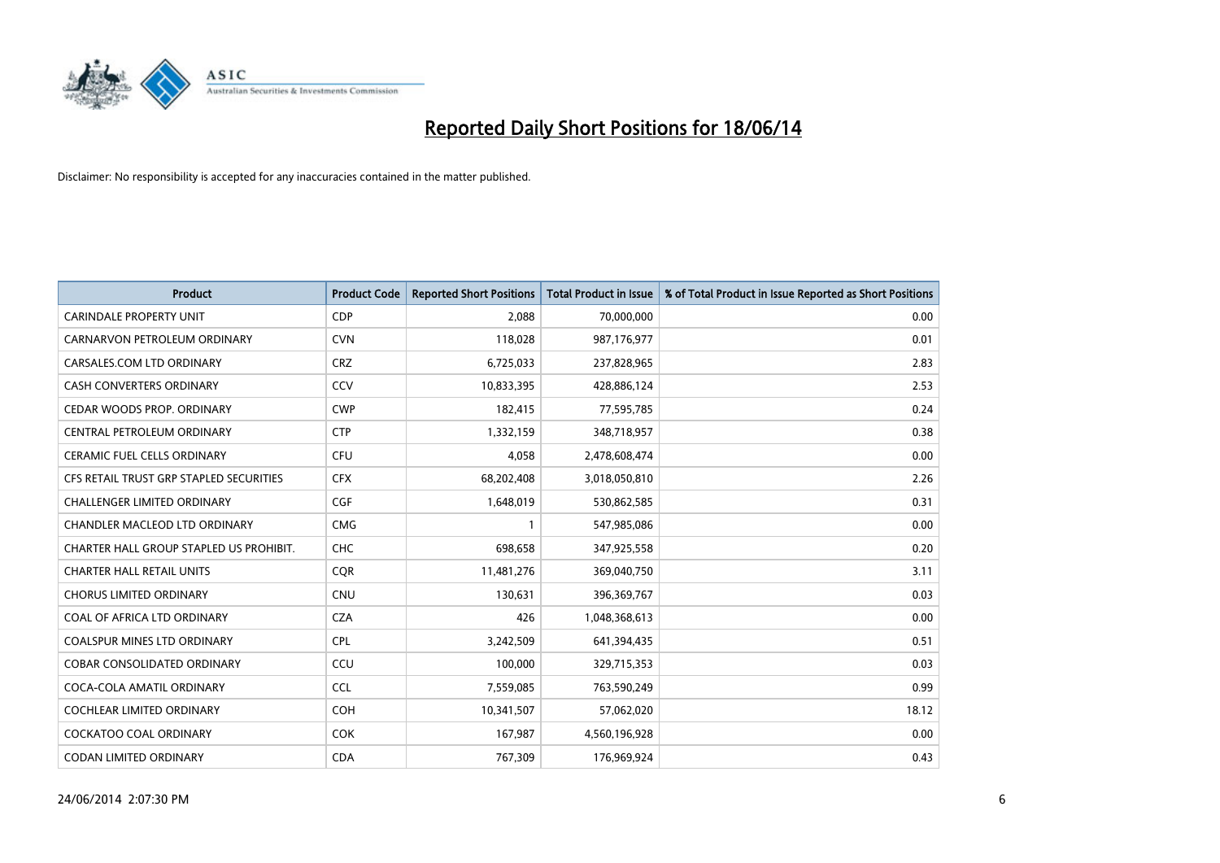# Reported Daily Short Positions for 18/06/14

Disclaimer: No responsibility is accepted for any inaccuracies contained in the matter published.

| Product | Product Code | Reported Short Positions | Total Product in Issue | % of Total Product in Issue Reported as Short Positions |
|---|---|---|---|---|
| CARINDALE PROPERTY UNIT | CDP | 2,088 | 70,000,000 | 0.00 |
| CARNARVON PETROLEUM ORDINARY | CVN | 118,028 | 987,176,977 | 0.01 |
| CARSALES.COM LTD ORDINARY | CRZ | 6,725,033 | 237,828,965 | 2.83 |
| CASH CONVERTERS ORDINARY | CCV | 10,833,395 | 428,886,124 | 2.53 |
| CEDAR WOODS PROP. ORDINARY | CWP | 182,415 | 77,595,785 | 0.24 |
| CENTRAL PETROLEUM ORDINARY | CTP | 1,332,159 | 348,718,957 | 0.38 |
| CERAMIC FUEL CELLS ORDINARY | CFU | 4,058 | 2,478,608,474 | 0.00 |
| CFS RETAIL TRUST GRP STAPLED SECURITIES | CFX | 68,202,408 | 3,018,050,810 | 2.26 |
| CHALLENGER LIMITED ORDINARY | CGF | 1,648,019 | 530,862,585 | 0.31 |
| CHANDLER MACLEOD LTD ORDINARY | CMG | 1 | 547,985,086 | 0.00 |
| CHARTER HALL GROUP STAPLED US PROHIBIT. | CHC | 698,658 | 347,925,558 | 0.20 |
| CHARTER HALL RETAIL UNITS | CQR | 11,481,276 | 369,040,750 | 3.11 |
| CHORUS LIMITED ORDINARY | CNU | 130,631 | 396,369,767 | 0.03 |
| COAL OF AFRICA LTD ORDINARY | CZA | 426 | 1,048,368,613 | 0.00 |
| COALSPUR MINES LTD ORDINARY | CPL | 3,242,509 | 641,394,435 | 0.51 |
| COBAR CONSOLIDATED ORDINARY | CCU | 100,000 | 329,715,353 | 0.03 |
| COCA-COLA AMATIL ORDINARY | CCL | 7,559,085 | 763,590,249 | 0.99 |
| COCHLEAR LIMITED ORDINARY | COH | 10,341,507 | 57,062,020 | 18.12 |
| COCKATOO COAL ORDINARY | COK | 167,987 | 4,560,196,928 | 0.00 |
| CODAN LIMITED ORDINARY | CDA | 767,309 | 176,969,924 | 0.43 |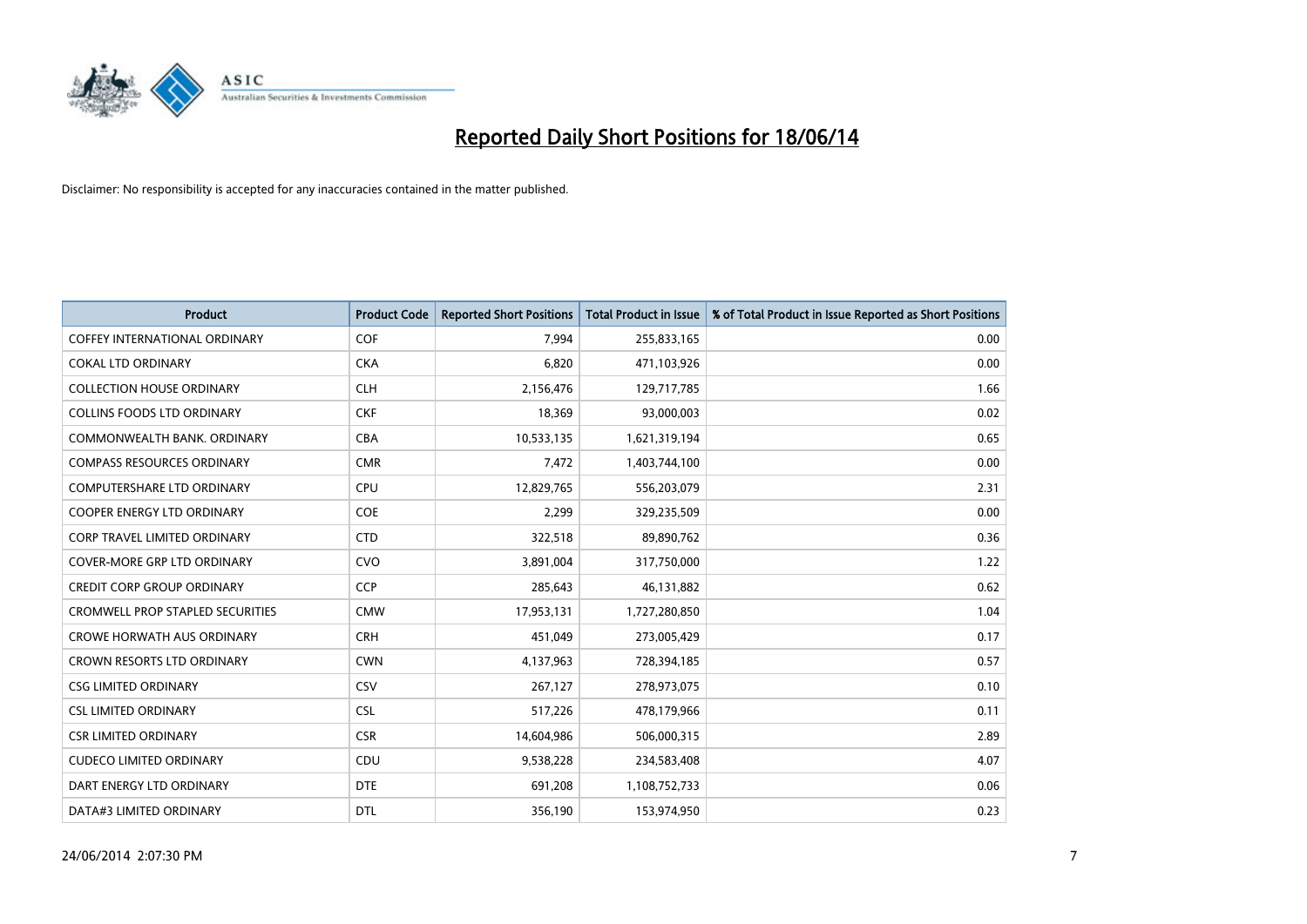# Reported Daily Short Positions for 18/06/14

Disclaimer: No responsibility is accepted for any inaccuracies contained in the matter published.

| Product | Product Code | Reported Short Positions | Total Product in Issue | % of Total Product in Issue Reported as Short Positions |
|---|---|---|---|---|
| COFFEY INTERNATIONAL ORDINARY | COF | 7,994 | 255,833,165 | 0.00 |
| COKAL LTD ORDINARY | CKA | 6,820 | 471,103,926 | 0.00 |
| COLLECTION HOUSE ORDINARY | CLH | 2,156,476 | 129,717,785 | 1.66 |
| COLLINS FOODS LTD ORDINARY | CKF | 18,369 | 93,000,003 | 0.02 |
| COMMONWEALTH BANK. ORDINARY | CBA | 10,533,135 | 1,621,319,194 | 0.65 |
| COMPASS RESOURCES ORDINARY | CMR | 7,472 | 1,403,744,100 | 0.00 |
| COMPUTERSHARE LTD ORDINARY | CPU | 12,829,765 | 556,203,079 | 2.31 |
| COOPER ENERGY LTD ORDINARY | COE | 2,299 | 329,235,509 | 0.00 |
| CORP TRAVEL LIMITED ORDINARY | CTD | 322,518 | 89,890,762 | 0.36 |
| COVER-MORE GRP LTD ORDINARY | CVO | 3,891,004 | 317,750,000 | 1.22 |
| CREDIT CORP GROUP ORDINARY | CCP | 285,643 | 46,131,882 | 0.62 |
| CROMWELL PROP STAPLED SECURITIES | CMW | 17,953,131 | 1,727,280,850 | 1.04 |
| CROWE HORWATH AUS ORDINARY | CRH | 451,049 | 273,005,429 | 0.17 |
| CROWN RESORTS LTD ORDINARY | CWN | 4,137,963 | 728,394,185 | 0.57 |
| CSG LIMITED ORDINARY | CSV | 267,127 | 278,973,075 | 0.10 |
| CSL LIMITED ORDINARY | CSL | 517,226 | 478,179,966 | 0.11 |
| CSR LIMITED ORDINARY | CSR | 14,604,986 | 506,000,315 | 2.89 |
| CUDECO LIMITED ORDINARY | CDU | 9,538,228 | 234,583,408 | 4.07 |
| DART ENERGY LTD ORDINARY | DTE | 691,208 | 1,108,752,733 | 0.06 |
| DATA#3 LIMITED ORDINARY | DTL | 356,190 | 153,974,950 | 0.23 |

24/06/2014 2:07:30 PM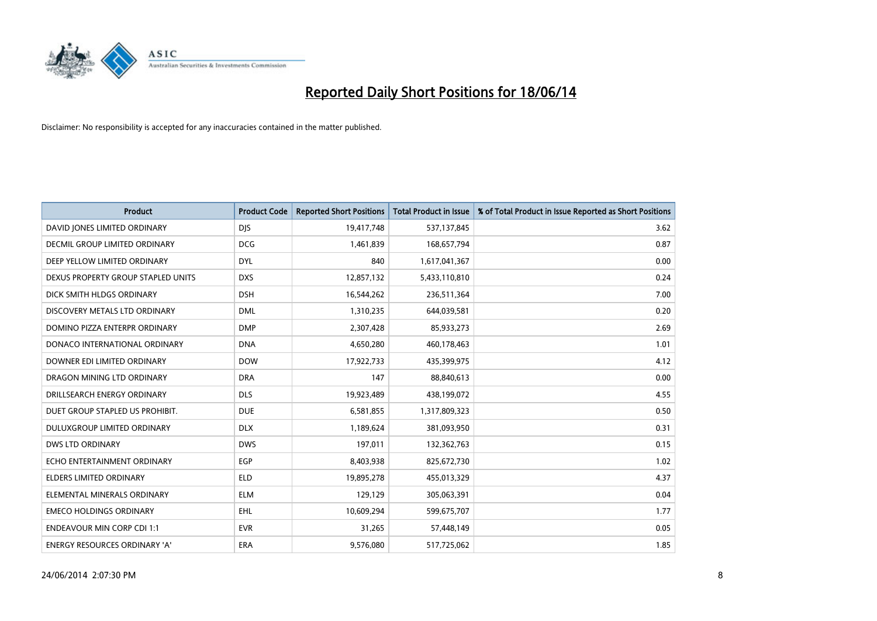# Reported Daily Short Positions for 18/06/14

Disclaimer: No responsibility is accepted for any inaccuracies contained in the matter published.

| Product | Product Code | Reported Short Positions | Total Product in Issue | % of Total Product in Issue Reported as Short Positions |
|---|---|---|---|---|
| DAVID JONES LIMITED ORDINARY | DJS | 19,417,748 | 537,137,845 | 3.62 |
| DECMIL GROUP LIMITED ORDINARY | DCG | 1,461,839 | 168,657,794 | 0.87 |
| DEEP YELLOW LIMITED ORDINARY | DYL | 840 | 1,617,041,367 | 0.00 |
| DEXUS PROPERTY GROUP STAPLED UNITS | DXS | 12,857,132 | 5,433,110,810 | 0.24 |
| DICK SMITH HLDGS ORDINARY | DSH | 16,544,262 | 236,511,364 | 7.00 |
| DISCOVERY METALS LTD ORDINARY | DML | 1,310,235 | 644,039,581 | 0.20 |
| DOMINO PIZZA ENTERPR ORDINARY | DMP | 2,307,428 | 85,933,273 | 2.69 |
| DONACO INTERNATIONAL ORDINARY | DNA | 4,650,280 | 460,178,463 | 1.01 |
| DOWNER EDI LIMITED ORDINARY | DOW | 17,922,733 | 435,399,975 | 4.12 |
| DRAGON MINING LTD ORDINARY | DRA | 147 | 88,840,613 | 0.00 |
| DRILLSEARCH ENERGY ORDINARY | DLS | 19,923,489 | 438,199,072 | 4.55 |
| DUET GROUP STAPLED US PROHIBIT. | DUE | 6,581,855 | 1,317,809,323 | 0.50 |
| DULUXGROUP LIMITED ORDINARY | DLX | 1,189,624 | 381,093,950 | 0.31 |
| DWS LTD ORDINARY | DWS | 197,011 | 132,362,763 | 0.15 |
| ECHO ENTERTAINMENT ORDINARY | EGP | 8,403,938 | 825,672,730 | 1.02 |
| ELDERS LIMITED ORDINARY | ELD | 19,895,278 | 455,013,329 | 4.37 |
| ELEMENTAL MINERALS ORDINARY | ELM | 129,129 | 305,063,391 | 0.04 |
| EMECO HOLDINGS ORDINARY | EHL | 10,609,294 | 599,675,707 | 1.77 |
| ENDEAVOUR MIN CORP CDI 1:1 | EVR | 31,265 | 57,448,149 | 0.05 |
| ENERGY RESOURCES ORDINARY 'A' | ERA | 9,576,080 | 517,725,062 | 1.85 |

24/06/2014 2:07:30 PM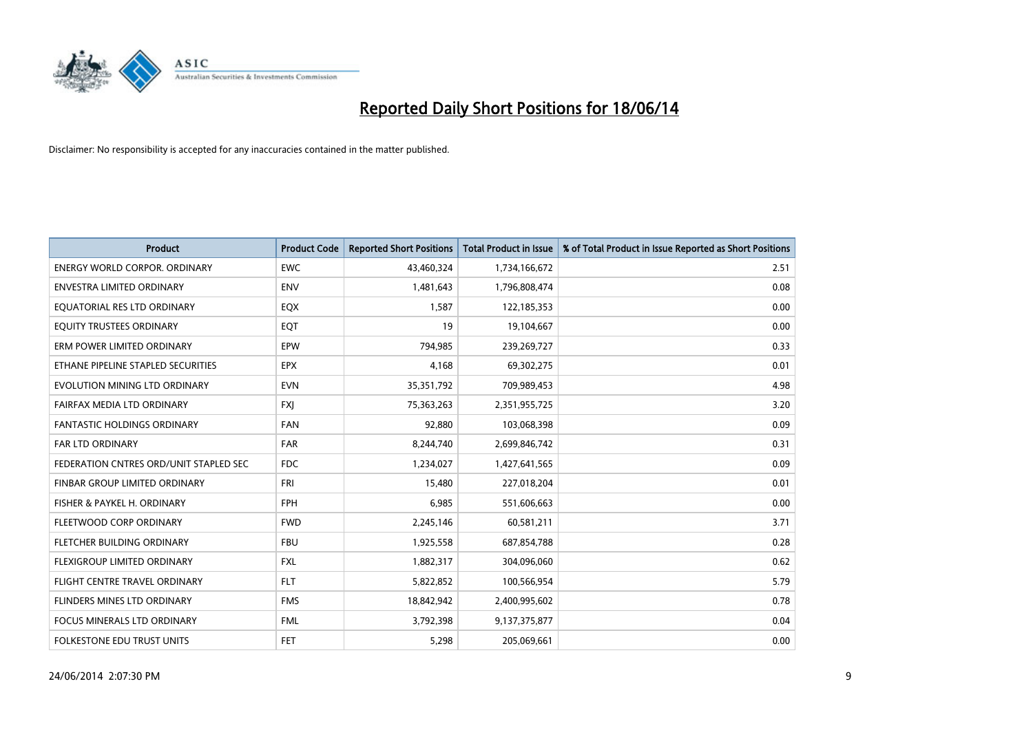# Reported Daily Short Positions for 18/06/14

Disclaimer: No responsibility is accepted for any inaccuracies contained in the matter published.

| Product | Product Code | Reported Short Positions | Total Product in Issue | % of Total Product in Issue Reported as Short Positions |
|---|---|---|---|---|
| ENERGY WORLD CORPOR. ORDINARY | EWC | 43,460,324 | 1,734,166,672 | 2.51 |
| ENVESTRA LIMITED ORDINARY | ENV | 1,481,643 | 1,796,808,474 | 0.08 |
| EQUATORIAL RES LTD ORDINARY | EQX | 1,587 | 122,185,353 | 0.00 |
| EQUITY TRUSTEES ORDINARY | EQT | 19 | 19,104,667 | 0.00 |
| ERM POWER LIMITED ORDINARY | EPW | 794,985 | 239,269,727 | 0.33 |
| ETHANE PIPELINE STAPLED SECURITIES | EPX | 4,168 | 69,302,275 | 0.01 |
| EVOLUTION MINING LTD ORDINARY | EVN | 35,351,792 | 709,989,453 | 4.98 |
| FAIRFAX MEDIA LTD ORDINARY | FXJ | 75,363,263 | 2,351,955,725 | 3.20 |
| FANTASTIC HOLDINGS ORDINARY | FAN | 92,880 | 103,068,398 | 0.09 |
| FAR LTD ORDINARY | FAR | 8,244,740 | 2,699,846,742 | 0.31 |
| FEDERATION CNTRES ORD/UNIT STAPLED SEC | FDC | 1,234,027 | 1,427,641,565 | 0.09 |
| FINBAR GROUP LIMITED ORDINARY | FRI | 15,480 | 227,018,204 | 0.01 |
| FISHER & PAYKEL H. ORDINARY | FPH | 6,985 | 551,606,663 | 0.00 |
| FLEETWOOD CORP ORDINARY | FWD | 2,245,146 | 60,581,211 | 3.71 |
| FLETCHER BUILDING ORDINARY | FBU | 1,925,558 | 687,854,788 | 0.28 |
| FLEXIGROUP LIMITED ORDINARY | FXL | 1,882,317 | 304,096,060 | 0.62 |
| FLIGHT CENTRE TRAVEL ORDINARY | FLT | 5,822,852 | 100,566,954 | 5.79 |
| FLINDERS MINES LTD ORDINARY | FMS | 18,842,942 | 2,400,995,602 | 0.78 |
| FOCUS MINERALS LTD ORDINARY | FML | 3,792,398 | 9,137,375,877 | 0.04 |
| FOLKESTONE EDU TRUST UNITS | FET | 5,298 | 205,069,661 | 0.00 |

24/06/2014 2:07:30 PM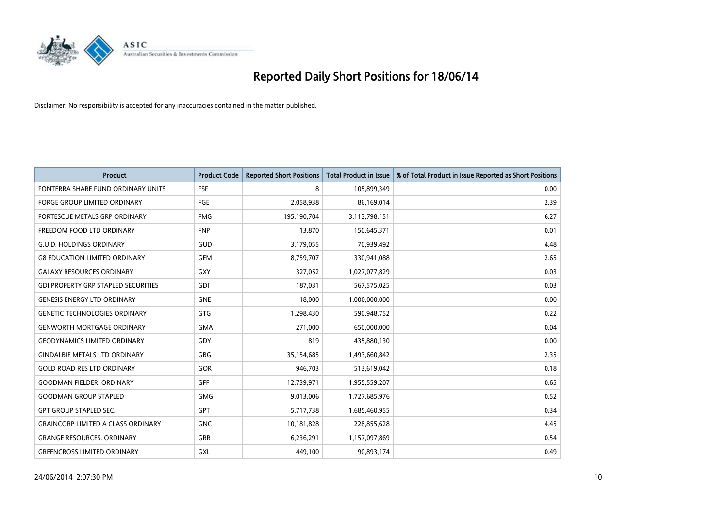# Reported Daily Short Positions for 18/06/14

Disclaimer: No responsibility is accepted for any inaccuracies contained in the matter published.

| Product | Product Code | Reported Short Positions | Total Product in Issue | % of Total Product in Issue Reported as Short Positions |
|---|---|---|---|---|
| FONTERRA SHARE FUND ORDINARY UNITS | FSF | 8 | 105,899,349 | 0.00 |
| FORGE GROUP LIMITED ORDINARY | FGE | 2,058,938 | 86,169,014 | 2.39 |
| FORTESCUE METALS GRP ORDINARY | FMG | 195,190,704 | 3,113,798,151 | 6.27 |
| FREEDOM FOOD LTD ORDINARY | FNP | 13,870 | 150,645,371 | 0.01 |
| G.U.D. HOLDINGS ORDINARY | GUD | 3,179,055 | 70,939,492 | 4.48 |
| G8 EDUCATION LIMITED ORDINARY | GEM | 8,759,707 | 330,941,088 | 2.65 |
| GALAXY RESOURCES ORDINARY | GXY | 327,052 | 1,027,077,829 | 0.03 |
| GDI PROPERTY GRP STAPLED SECURITIES | GDI | 187,031 | 567,575,025 | 0.03 |
| GENESIS ENERGY LTD ORDINARY | GNE | 18,000 | 1,000,000,000 | 0.00 |
| GENETIC TECHNOLOGIES ORDINARY | GTG | 1,298,430 | 590,948,752 | 0.22 |
| GENWORTH MORTGAGE ORDINARY | GMA | 271,000 | 650,000,000 | 0.04 |
| GEODYNAMICS LIMITED ORDINARY | GDY | 819 | 435,880,130 | 0.00 |
| GINDALBIE METALS LTD ORDINARY | GBG | 35,154,685 | 1,493,660,842 | 2.35 |
| GOLD ROAD RES LTD ORDINARY | GOR | 946,703 | 513,619,042 | 0.18 |
| GOODMAN FIELDER. ORDINARY | GFF | 12,739,971 | 1,955,559,207 | 0.65 |
| GOODMAN GROUP STAPLED | GMG | 9,013,006 | 1,727,685,976 | 0.52 |
| GPT GROUP STAPLED SEC. | GPT | 5,717,738 | 1,685,460,955 | 0.34 |
| GRAINCORP LIMITED A CLASS ORDINARY | GNC | 10,181,828 | 228,855,628 | 4.45 |
| GRANGE RESOURCES. ORDINARY | GRR | 6,236,291 | 1,157,097,869 | 0.54 |
| GREENCROSS LIMITED ORDINARY | GXL | 449,100 | 90,893,174 | 0.49 |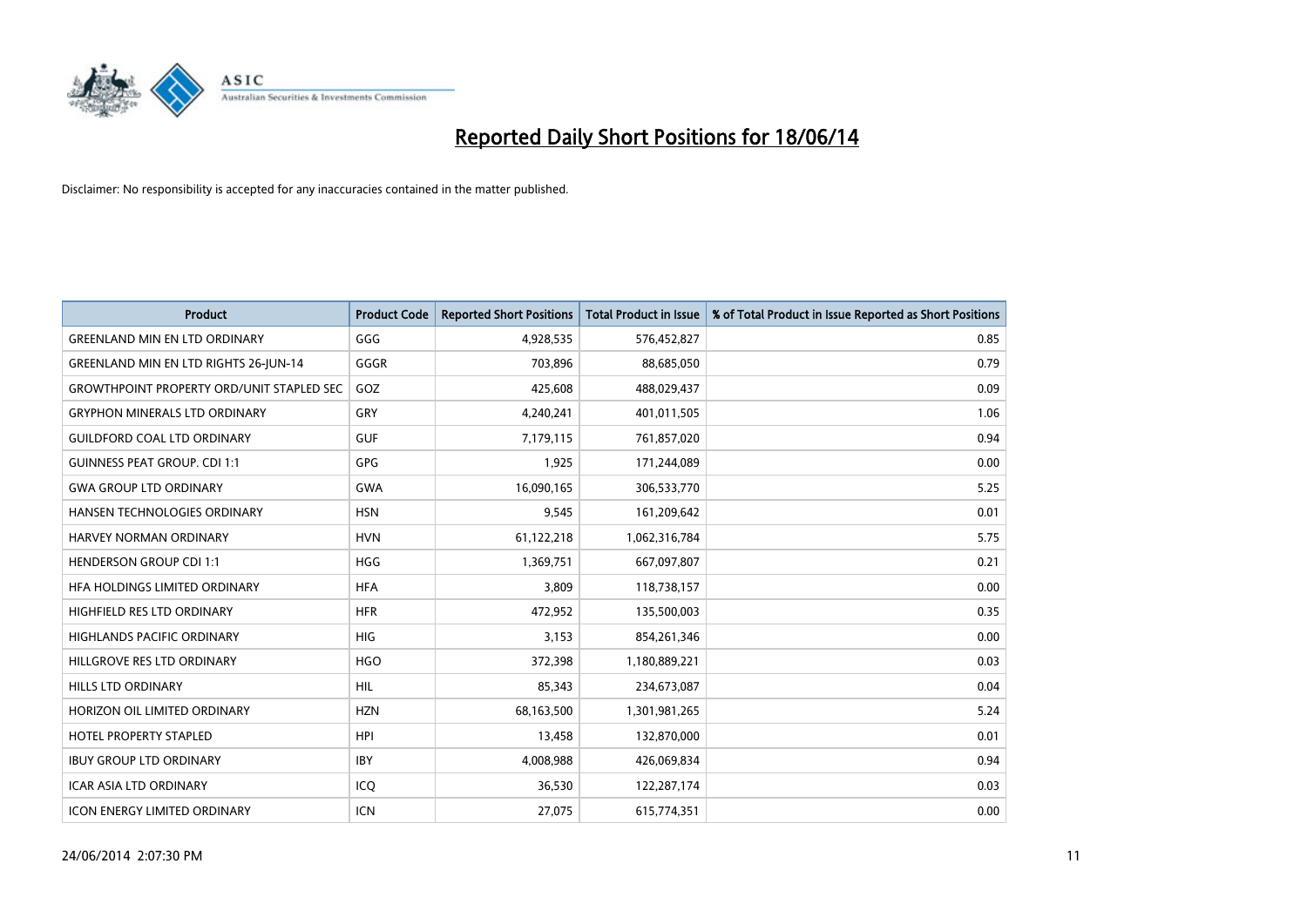# Reported Daily Short Positions for 18/06/14

Disclaimer: No responsibility is accepted for any inaccuracies contained in the matter published.

| Product | Product Code | Reported Short Positions | Total Product in Issue | % of Total Product in Issue Reported as Short Positions |
|---|---|---|---|---|
| GREENLAND MIN EN LTD ORDINARY | GGG | 4,928,535 | 576,452,827 | 0.85 |
| GREENLAND MIN EN LTD RIGHTS 26-JUN-14 | GGGR | 703,896 | 88,685,050 | 0.79 |
| GROWTHPOINT PROPERTY ORD/UNIT STAPLED SEC | GOZ | 425,608 | 488,029,437 | 0.09 |
| GRYPHON MINERALS LTD ORDINARY | GRY | 4,240,241 | 401,011,505 | 1.06 |
| GUILDFORD COAL LTD ORDINARY | GUF | 7,179,115 | 761,857,020 | 0.94 |
| GUINNESS PEAT GROUP. CDI 1:1 | GPG | 1,925 | 171,244,089 | 0.00 |
| GWA GROUP LTD ORDINARY | GWA | 16,090,165 | 306,533,770 | 5.25 |
| HANSEN TECHNOLOGIES ORDINARY | HSN | 9,545 | 161,209,642 | 0.01 |
| HARVEY NORMAN ORDINARY | HVN | 61,122,218 | 1,062,316,784 | 5.75 |
| HENDERSON GROUP CDI 1:1 | HGG | 1,369,751 | 667,097,807 | 0.21 |
| HFA HOLDINGS LIMITED ORDINARY | HFA | 3,809 | 118,738,157 | 0.00 |
| HIGHFIELD RES LTD ORDINARY | HFR | 472,952 | 135,500,003 | 0.35 |
| HIGHLANDS PACIFIC ORDINARY | HIG | 3,153 | 854,261,346 | 0.00 |
| HILLGROVE RES LTD ORDINARY | HGO | 372,398 | 1,180,889,221 | 0.03 |
| HILLS LTD ORDINARY | HIL | 85,343 | 234,673,087 | 0.04 |
| HORIZON OIL LIMITED ORDINARY | HZN | 68,163,500 | 1,301,981,265 | 5.24 |
| HOTEL PROPERTY STAPLED | HPI | 13,458 | 132,870,000 | 0.01 |
| IBUY GROUP LTD ORDINARY | IBY | 4,008,988 | 426,069,834 | 0.94 |
| ICAR ASIA LTD ORDINARY | ICQ | 36,530 | 122,287,174 | 0.03 |
| ICON ENERGY LIMITED ORDINARY | ICN | 27,075 | 615,774,351 | 0.00 |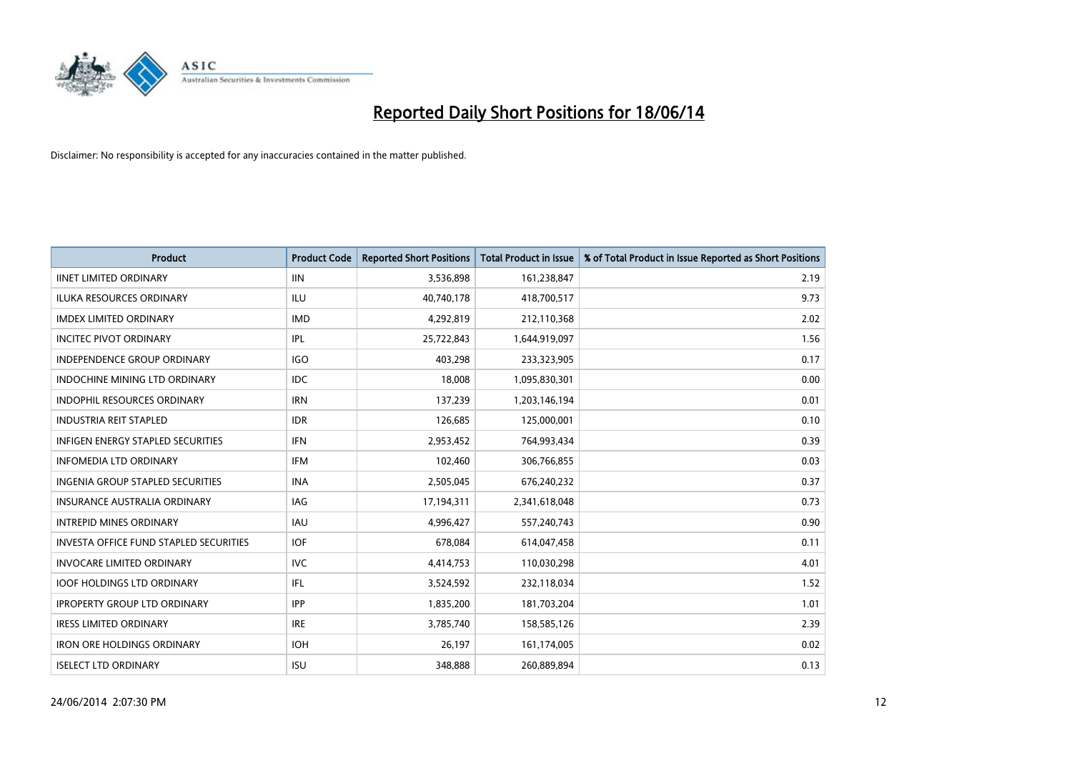# Reported Daily Short Positions for 18/06/14

Disclaimer: No responsibility is accepted for any inaccuracies contained in the matter published.

| Product | Product Code | Reported Short Positions | Total Product in Issue | % of Total Product in Issue Reported as Short Positions |
|---|---|---|---|---|
| IINET LIMITED ORDINARY | IIN | 3,536,898 | 161,238,847 | 2.19 |
| ILUKA RESOURCES ORDINARY | ILU | 40,740,178 | 418,700,517 | 9.73 |
| IMDEX LIMITED ORDINARY | IMD | 4,292,819 | 212,110,368 | 2.02 |
| INCITEC PIVOT ORDINARY | IPL | 25,722,843 | 1,644,919,097 | 1.56 |
| INDEPENDENCE GROUP ORDINARY | IGO | 403,298 | 233,323,905 | 0.17 |
| INDOCHINE MINING LTD ORDINARY | IDC | 18,008 | 1,095,830,301 | 0.00 |
| INDOPHIL RESOURCES ORDINARY | IRN | 137,239 | 1,203,146,194 | 0.01 |
| INDUSTRIA REIT STAPLED | IDR | 126,685 | 125,000,001 | 0.10 |
| INFIGEN ENERGY STAPLED SECURITIES | IFN | 2,953,452 | 764,993,434 | 0.39 |
| INFOMEDIA LTD ORDINARY | IFM | 102,460 | 306,766,855 | 0.03 |
| INGENIA GROUP STAPLED SECURITIES | INA | 2,505,045 | 676,240,232 | 0.37 |
| INSURANCE AUSTRALIA ORDINARY | IAG | 17,194,311 | 2,341,618,048 | 0.73 |
| INTREPID MINES ORDINARY | IAU | 4,996,427 | 557,240,743 | 0.90 |
| INVESTA OFFICE FUND STAPLED SECURITIES | IOF | 678,084 | 614,047,458 | 0.11 |
| INVOCARE LIMITED ORDINARY | IVC | 4,414,753 | 110,030,298 | 4.01 |
| IOOF HOLDINGS LTD ORDINARY | IFL | 3,524,592 | 232,118,034 | 1.52 |
| IPROPERTY GROUP LTD ORDINARY | IPP | 1,835,200 | 181,703,204 | 1.01 |
| IRESS LIMITED ORDINARY | IRE | 3,785,740 | 158,585,126 | 2.39 |
| IRON ORE HOLDINGS ORDINARY | IOH | 26,197 | 161,174,005 | 0.02 |
| ISELECT LTD ORDINARY | ISU | 348,888 | 260,889,894 | 0.13 |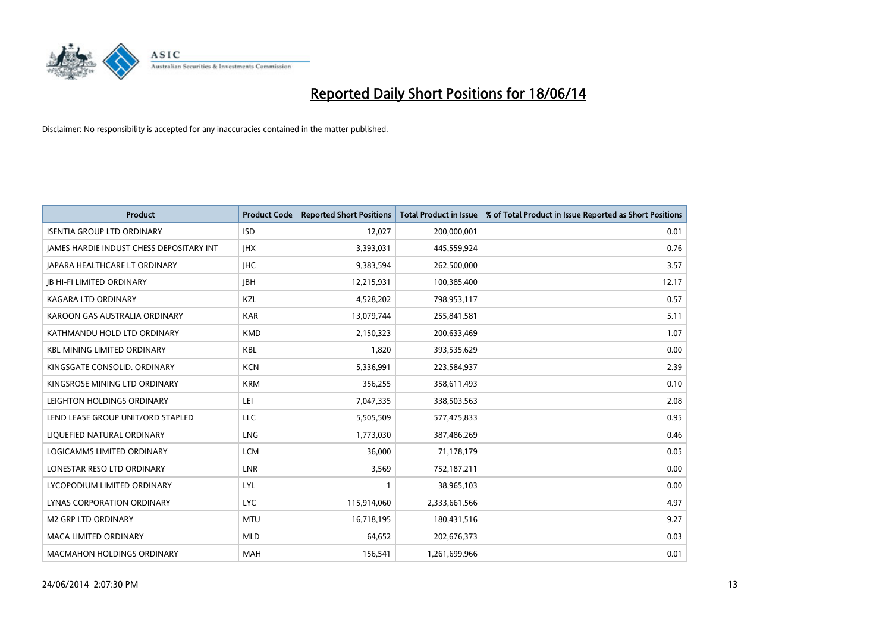# Reported Daily Short Positions for 18/06/14

Disclaimer: No responsibility is accepted for any inaccuracies contained in the matter published.

| Product | Product Code | Reported Short Positions | Total Product in Issue | % of Total Product in Issue Reported as Short Positions |
|---|---|---|---|---|
| ISENTIA GROUP LTD ORDINARY | ISD | 12,027 | 200,000,001 | 0.01 |
| JAMES HARDIE INDUST CHESS DEPOSITARY INT | JHX | 3,393,031 | 445,559,924 | 0.76 |
| JAPARA HEALTHCARE LT ORDINARY | JHC | 9,383,594 | 262,500,000 | 3.57 |
| JB HI-FI LIMITED ORDINARY | JBH | 12,215,931 | 100,385,400 | 12.17 |
| KAGARA LTD ORDINARY | KZL | 4,528,202 | 798,953,117 | 0.57 |
| KAROON GAS AUSTRALIA ORDINARY | KAR | 13,079,744 | 255,841,581 | 5.11 |
| KATHMANDU HOLD LTD ORDINARY | KMD | 2,150,323 | 200,633,469 | 1.07 |
| KBL MINING LIMITED ORDINARY | KBL | 1,820 | 393,535,629 | 0.00 |
| KINGSGATE CONSOLID. ORDINARY | KCN | 5,336,991 | 223,584,937 | 2.39 |
| KINGSROSE MINING LTD ORDINARY | KRM | 356,255 | 358,611,493 | 0.10 |
| LEIGHTON HOLDINGS ORDINARY | LEI | 7,047,335 | 338,503,563 | 2.08 |
| LEND LEASE GROUP UNIT/ORD STAPLED | LLC | 5,505,509 | 577,475,833 | 0.95 |
| LIQUEFIED NATURAL ORDINARY | LNG | 1,773,030 | 387,486,269 | 0.46 |
| LOGICAMMS LIMITED ORDINARY | LCM | 36,000 | 71,178,179 | 0.05 |
| LONESTAR RESO LTD ORDINARY | LNR | 3,569 | 752,187,211 | 0.00 |
| LYCOPODIUM LIMITED ORDINARY | LYL | 1 | 38,965,103 | 0.00 |
| LYNAS CORPORATION ORDINARY | LYC | 115,914,060 | 2,333,661,566 | 4.97 |
| M2 GRP LTD ORDINARY | MTU | 16,718,195 | 180,431,516 | 9.27 |
| MACA LIMITED ORDINARY | MLD | 64,652 | 202,676,373 | 0.03 |
| MACMAHON HOLDINGS ORDINARY | MAH | 156,541 | 1,261,699,966 | 0.01 |

24/06/2014 2:07:30 PM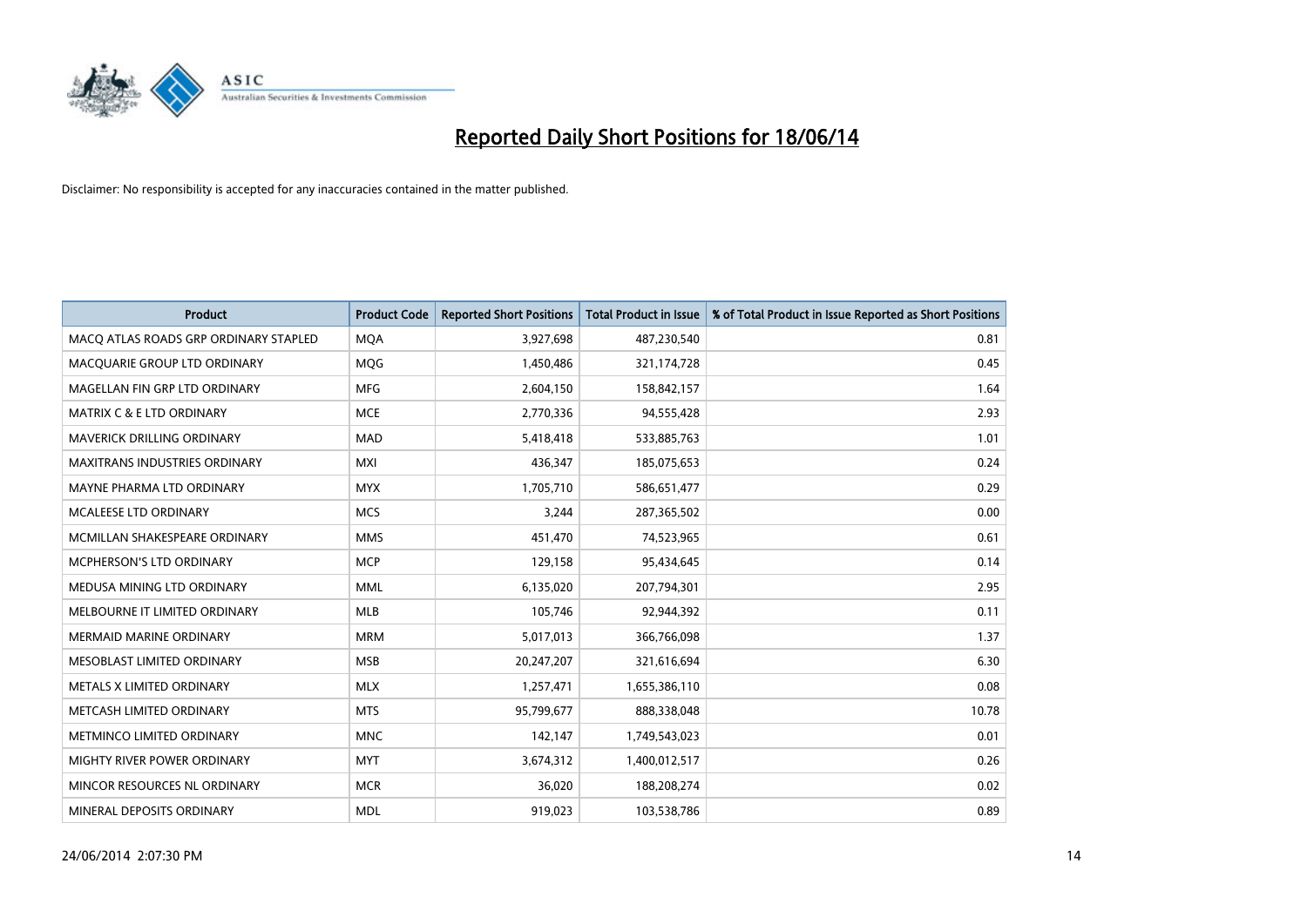# Reported Daily Short Positions for 18/06/14

Disclaimer: No responsibility is accepted for any inaccuracies contained in the matter published.

| Product | Product Code | Reported Short Positions | Total Product in Issue | % of Total Product in Issue Reported as Short Positions |
|---|---|---|---|---|
| MACQ ATLAS ROADS GRP ORDINARY STAPLED | MQA | 3,927,698 | 487,230,540 | 0.81 |
| MACQUARIE GROUP LTD ORDINARY | MQG | 1,450,486 | 321,174,728 | 0.45 |
| MAGELLAN FIN GRP LTD ORDINARY | MFG | 2,604,150 | 158,842,157 | 1.64 |
| MATRIX C & E LTD ORDINARY | MCE | 2,770,336 | 94,555,428 | 2.93 |
| MAVERICK DRILLING ORDINARY | MAD | 5,418,418 | 533,885,763 | 1.01 |
| MAXITRANS INDUSTRIES ORDINARY | MXI | 436,347 | 185,075,653 | 0.24 |
| MAYNE PHARMA LTD ORDINARY | MYX | 1,705,710 | 586,651,477 | 0.29 |
| MCALEESE LTD ORDINARY | MCS | 3,244 | 287,365,502 | 0.00 |
| MCMILLAN SHAKESPEARE ORDINARY | MMS | 451,470 | 74,523,965 | 0.61 |
| MCPHERSON'S LTD ORDINARY | MCP | 129,158 | 95,434,645 | 0.14 |
| MEDUSA MINING LTD ORDINARY | MML | 6,135,020 | 207,794,301 | 2.95 |
| MELBOURNE IT LIMITED ORDINARY | MLB | 105,746 | 92,944,392 | 0.11 |
| MERMAID MARINE ORDINARY | MRM | 5,017,013 | 366,766,098 | 1.37 |
| MESOBLAST LIMITED ORDINARY | MSB | 20,247,207 | 321,616,694 | 6.30 |
| METALS X LIMITED ORDINARY | MLX | 1,257,471 | 1,655,386,110 | 0.08 |
| METCASH LIMITED ORDINARY | MTS | 95,799,677 | 888,338,048 | 10.78 |
| METMINCO LIMITED ORDINARY | MNC | 142,147 | 1,749,543,023 | 0.01 |
| MIGHTY RIVER POWER ORDINARY | MYT | 3,674,312 | 1,400,012,517 | 0.26 |
| MINCOR RESOURCES NL ORDINARY | MCR | 36,020 | 188,208,274 | 0.02 |
| MINERAL DEPOSITS ORDINARY | MDL | 919,023 | 103,538,786 | 0.89 |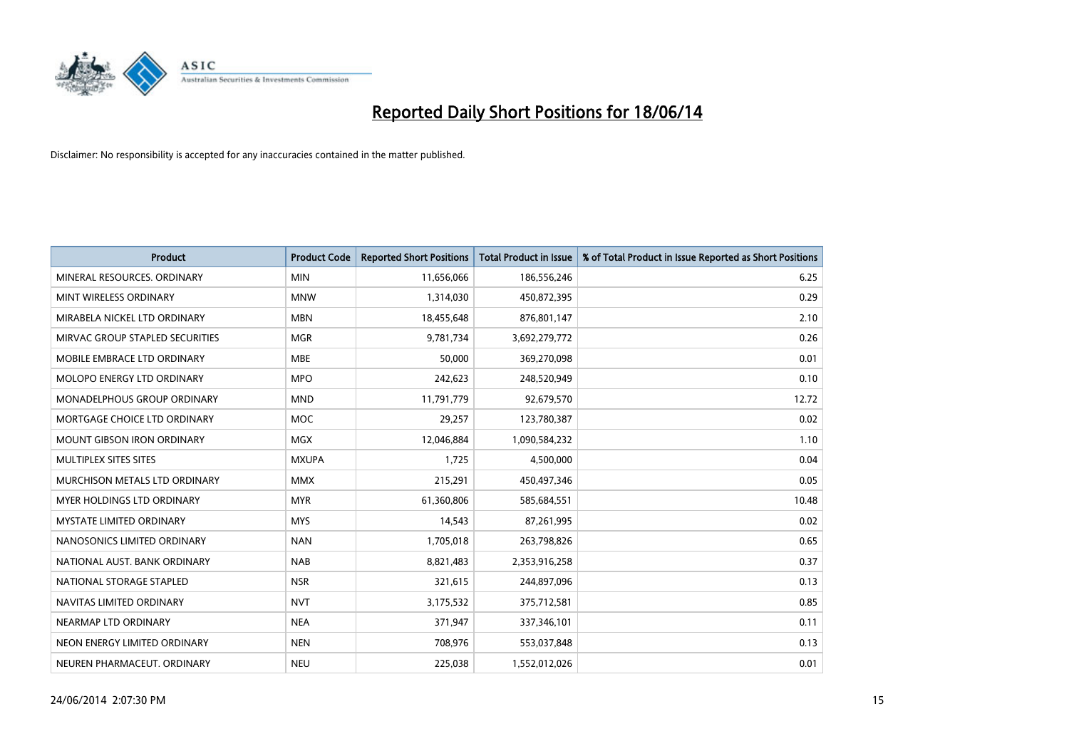# Reported Daily Short Positions for 18/06/14

Disclaimer: No responsibility is accepted for any inaccuracies contained in the matter published.

| Product | Product Code | Reported Short Positions | Total Product in Issue | % of Total Product in Issue Reported as Short Positions |
|---|---|---|---|---|
| MINERAL RESOURCES. ORDINARY | MIN | 11,656,066 | 186,556,246 | 6.25 |
| MINT WIRELESS ORDINARY | MNW | 1,314,030 | 450,872,395 | 0.29 |
| MIRABELA NICKEL LTD ORDINARY | MBN | 18,455,648 | 876,801,147 | 2.10 |
| MIRVAC GROUP STAPLED SECURITIES | MGR | 9,781,734 | 3,692,279,772 | 0.26 |
| MOBILE EMBRACE LTD ORDINARY | MBE | 50,000 | 369,270,098 | 0.01 |
| MOLOPO ENERGY LTD ORDINARY | MPO | 242,623 | 248,520,949 | 0.10 |
| MONADELPHOUS GROUP ORDINARY | MND | 11,791,779 | 92,679,570 | 12.72 |
| MORTGAGE CHOICE LTD ORDINARY | MOC | 29,257 | 123,780,387 | 0.02 |
| MOUNT GIBSON IRON ORDINARY | MGX | 12,046,884 | 1,090,584,232 | 1.10 |
| MULTIPLEX SITES SITES | MXUPA | 1,725 | 4,500,000 | 0.04 |
| MURCHISON METALS LTD ORDINARY | MMX | 215,291 | 450,497,346 | 0.05 |
| MYER HOLDINGS LTD ORDINARY | MYR | 61,360,806 | 585,684,551 | 10.48 |
| MYSTATE LIMITED ORDINARY | MYS | 14,543 | 87,261,995 | 0.02 |
| NANOSONICS LIMITED ORDINARY | NAN | 1,705,018 | 263,798,826 | 0.65 |
| NATIONAL AUST. BANK ORDINARY | NAB | 8,821,483 | 2,353,916,258 | 0.37 |
| NATIONAL STORAGE STAPLED | NSR | 321,615 | 244,897,096 | 0.13 |
| NAVITAS LIMITED ORDINARY | NVT | 3,175,532 | 375,712,581 | 0.85 |
| NEARMAP LTD ORDINARY | NEA | 371,947 | 337,346,101 | 0.11 |
| NEON ENERGY LIMITED ORDINARY | NEN | 708,976 | 553,037,848 | 0.13 |
| NEUREN PHARMACEUT. ORDINARY | NEU | 225,038 | 1,552,012,026 | 0.01 |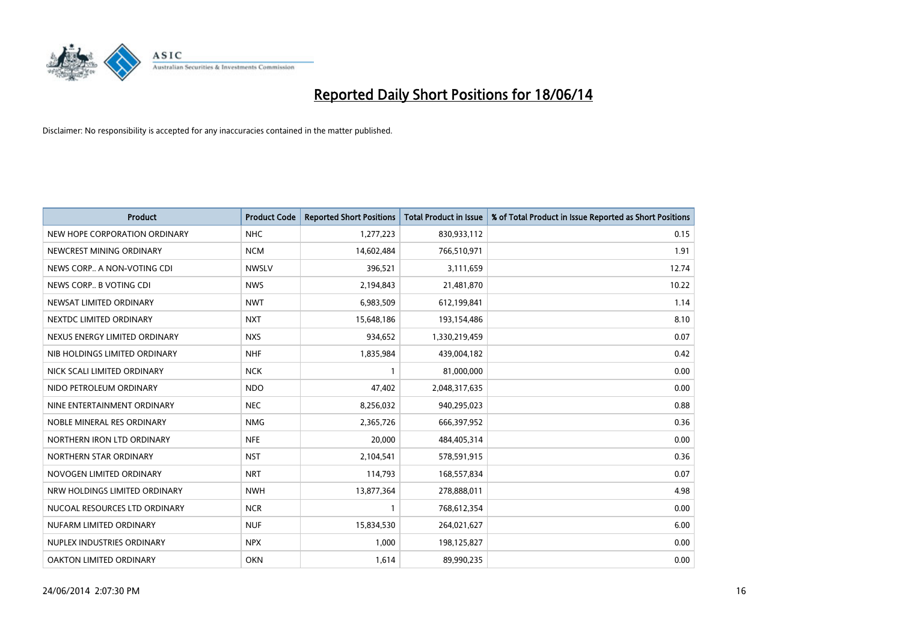# Reported Daily Short Positions for 18/06/14

Disclaimer: No responsibility is accepted for any inaccuracies contained in the matter published.

| Product | Product Code | Reported Short Positions | Total Product in Issue | % of Total Product in Issue Reported as Short Positions |
|---|---|---|---|---|
| NEW HOPE CORPORATION ORDINARY | NHC | 1,277,223 | 830,933,112 | 0.15 |
| NEWCREST MINING ORDINARY | NCM | 14,602,484 | 766,510,971 | 1.91 |
| NEWS CORP.. A NON-VOTING CDI | NWSLV | 396,521 | 3,111,659 | 12.74 |
| NEWS CORP.. B VOTING CDI | NWS | 2,194,843 | 21,481,870 | 10.22 |
| NEWSAT LIMITED ORDINARY | NWT | 6,983,509 | 612,199,841 | 1.14 |
| NEXTDC LIMITED ORDINARY | NXT | 15,648,186 | 193,154,486 | 8.10 |
| NEXUS ENERGY LIMITED ORDINARY | NXS | 934,652 | 1,330,219,459 | 0.07 |
| NIB HOLDINGS LIMITED ORDINARY | NHF | 1,835,984 | 439,004,182 | 0.42 |
| NICK SCALI LIMITED ORDINARY | NCK | 1 | 81,000,000 | 0.00 |
| NIDO PETROLEUM ORDINARY | NDO | 47,402 | 2,048,317,635 | 0.00 |
| NINE ENTERTAINMENT ORDINARY | NEC | 8,256,032 | 940,295,023 | 0.88 |
| NOBLE MINERAL RES ORDINARY | NMG | 2,365,726 | 666,397,952 | 0.36 |
| NORTHERN IRON LTD ORDINARY | NFE | 20,000 | 484,405,314 | 0.00 |
| NORTHERN STAR ORDINARY | NST | 2,104,541 | 578,591,915 | 0.36 |
| NOVOGEN LIMITED ORDINARY | NRT | 114,793 | 168,557,834 | 0.07 |
| NRW HOLDINGS LIMITED ORDINARY | NWH | 13,877,364 | 278,888,011 | 4.98 |
| NUCOAL RESOURCES LTD ORDINARY | NCR | 1 | 768,612,354 | 0.00 |
| NUFARM LIMITED ORDINARY | NUF | 15,834,530 | 264,021,627 | 6.00 |
| NUPLEX INDUSTRIES ORDINARY | NPX | 1,000 | 198,125,827 | 0.00 |
| OAKTON LIMITED ORDINARY | OKN | 1,614 | 89,990,235 | 0.00 |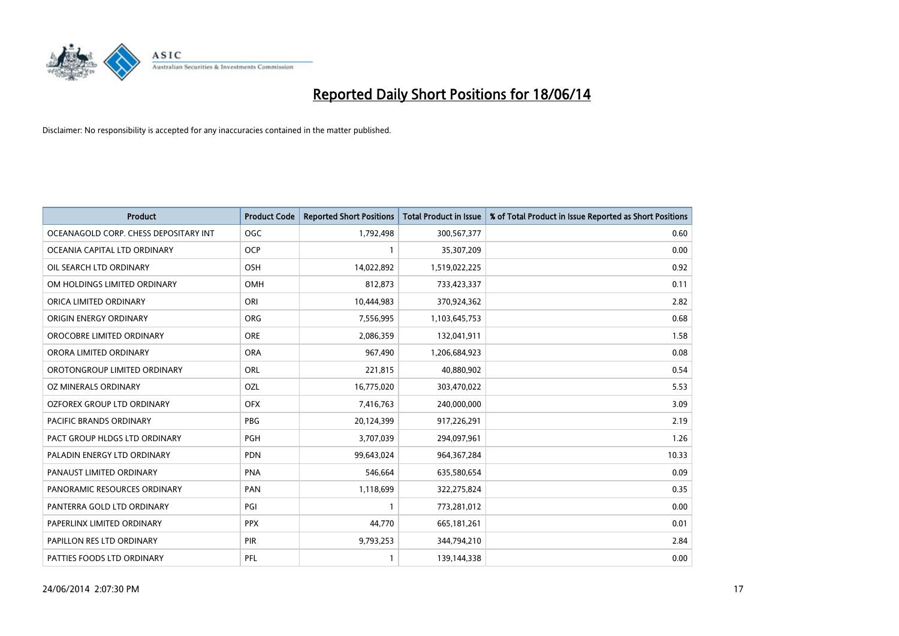# Reported Daily Short Positions for 18/06/14

Disclaimer: No responsibility is accepted for any inaccuracies contained in the matter published.

| Product | Product Code | Reported Short Positions | Total Product in Issue | % of Total Product in Issue Reported as Short Positions |
|---|---|---|---|---|
| OCEANAGOLD CORP. CHESS DEPOSITARY INT | OGC | 1,792,498 | 300,567,377 | 0.60 |
| OCEANIA CAPITAL LTD ORDINARY | OCP | 1 | 35,307,209 | 0.00 |
| OIL SEARCH LTD ORDINARY | OSH | 14,022,892 | 1,519,022,225 | 0.92 |
| OM HOLDINGS LIMITED ORDINARY | OMH | 812,873 | 733,423,337 | 0.11 |
| ORICA LIMITED ORDINARY | ORI | 10,444,983 | 370,924,362 | 2.82 |
| ORIGIN ENERGY ORDINARY | ORG | 7,556,995 | 1,103,645,753 | 0.68 |
| OROCOBRE LIMITED ORDINARY | ORE | 2,086,359 | 132,041,911 | 1.58 |
| ORORA LIMITED ORDINARY | ORA | 967,490 | 1,206,684,923 | 0.08 |
| OROTONGROUP LIMITED ORDINARY | ORL | 221,815 | 40,880,902 | 0.54 |
| OZ MINERALS ORDINARY | OZL | 16,775,020 | 303,470,022 | 5.53 |
| OZFOREX GROUP LTD ORDINARY | OFX | 7,416,763 | 240,000,000 | 3.09 |
| PACIFIC BRANDS ORDINARY | PBG | 20,124,399 | 917,226,291 | 2.19 |
| PACT GROUP HLDGS LTD ORDINARY | PGH | 3,707,039 | 294,097,961 | 1.26 |
| PALADIN ENERGY LTD ORDINARY | PDN | 99,643,024 | 964,367,284 | 10.33 |
| PANAUST LIMITED ORDINARY | PNA | 546,664 | 635,580,654 | 0.09 |
| PANORAMIC RESOURCES ORDINARY | PAN | 1,118,699 | 322,275,824 | 0.35 |
| PANTERRA GOLD LTD ORDINARY | PGI | 1 | 773,281,012 | 0.00 |
| PAPERLINX LIMITED ORDINARY | PPX | 44,770 | 665,181,261 | 0.01 |
| PAPILLON RES LTD ORDINARY | PIR | 9,793,253 | 344,794,210 | 2.84 |
| PATTIES FOODS LTD ORDINARY | PFL | 1 | 139,144,338 | 0.00 |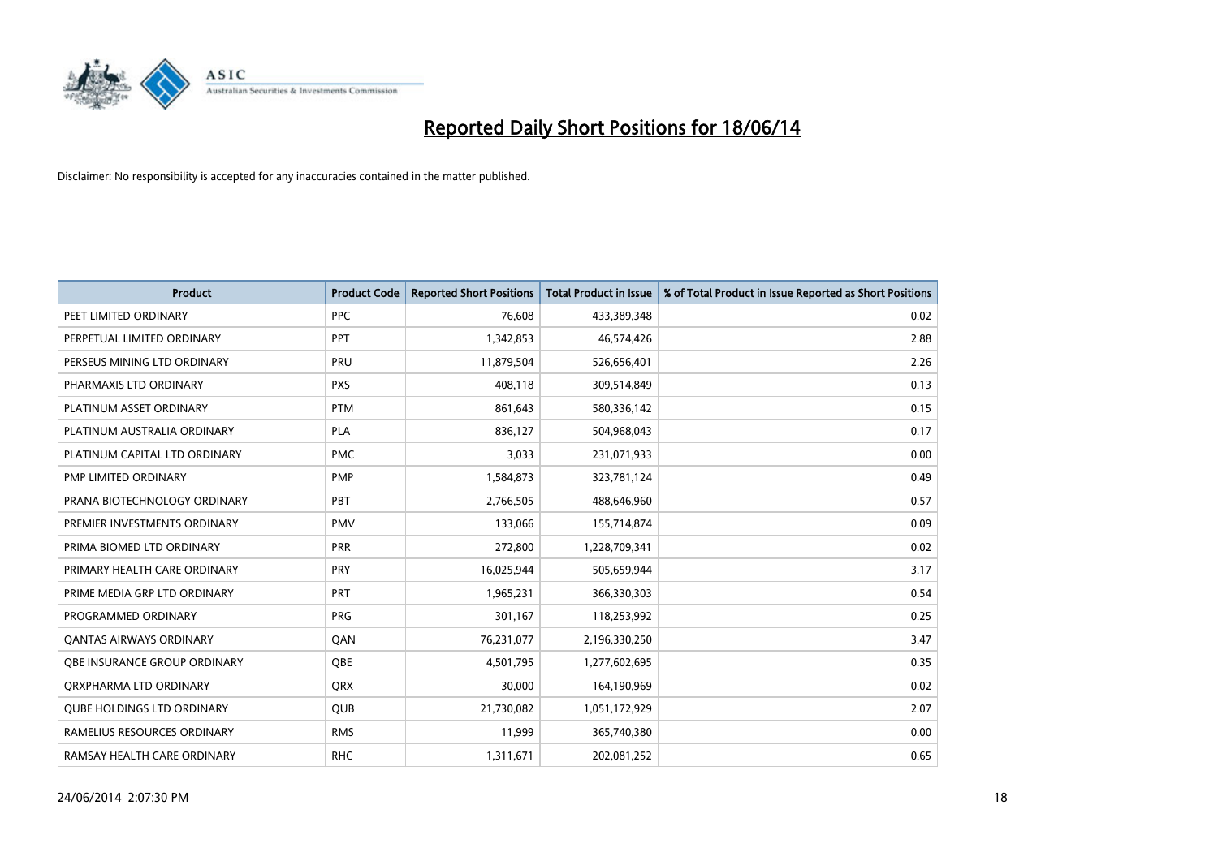# Reported Daily Short Positions for 18/06/14

Disclaimer: No responsibility is accepted for any inaccuracies contained in the matter published.

| Product | Product Code | Reported Short Positions | Total Product in Issue | % of Total Product in Issue Reported as Short Positions |
|---|---|---|---|---|
| PEET LIMITED ORDINARY | PPC | 76,608 | 433,389,348 | 0.02 |
| PERPETUAL LIMITED ORDINARY | PPT | 1,342,853 | 46,574,426 | 2.88 |
| PERSEUS MINING LTD ORDINARY | PRU | 11,879,504 | 526,656,401 | 2.26 |
| PHARMAXIS LTD ORDINARY | PXS | 408,118 | 309,514,849 | 0.13 |
| PLATINUM ASSET ORDINARY | PTM | 861,643 | 580,336,142 | 0.15 |
| PLATINUM AUSTRALIA ORDINARY | PLA | 836,127 | 504,968,043 | 0.17 |
| PLATINUM CAPITAL LTD ORDINARY | PMC | 3,033 | 231,071,933 | 0.00 |
| PMP LIMITED ORDINARY | PMP | 1,584,873 | 323,781,124 | 0.49 |
| PRANA BIOTECHNOLOGY ORDINARY | PBT | 2,766,505 | 488,646,960 | 0.57 |
| PREMIER INVESTMENTS ORDINARY | PMV | 133,066 | 155,714,874 | 0.09 |
| PRIMA BIOMED LTD ORDINARY | PRR | 272,800 | 1,228,709,341 | 0.02 |
| PRIMARY HEALTH CARE ORDINARY | PRY | 16,025,944 | 505,659,944 | 3.17 |
| PRIME MEDIA GRP LTD ORDINARY | PRT | 1,965,231 | 366,330,303 | 0.54 |
| PROGRAMMED ORDINARY | PRG | 301,167 | 118,253,992 | 0.25 |
| QANTAS AIRWAYS ORDINARY | QAN | 76,231,077 | 2,196,330,250 | 3.47 |
| QBE INSURANCE GROUP ORDINARY | QBE | 4,501,795 | 1,277,602,695 | 0.35 |
| QRXPHARMA LTD ORDINARY | QRX | 30,000 | 164,190,969 | 0.02 |
| QUBE HOLDINGS LTD ORDINARY | QUB | 21,730,082 | 1,051,172,929 | 2.07 |
| RAMELIUS RESOURCES ORDINARY | RMS | 11,999 | 365,740,380 | 0.00 |
| RAMSAY HEALTH CARE ORDINARY | RHC | 1,311,671 | 202,081,252 | 0.65 |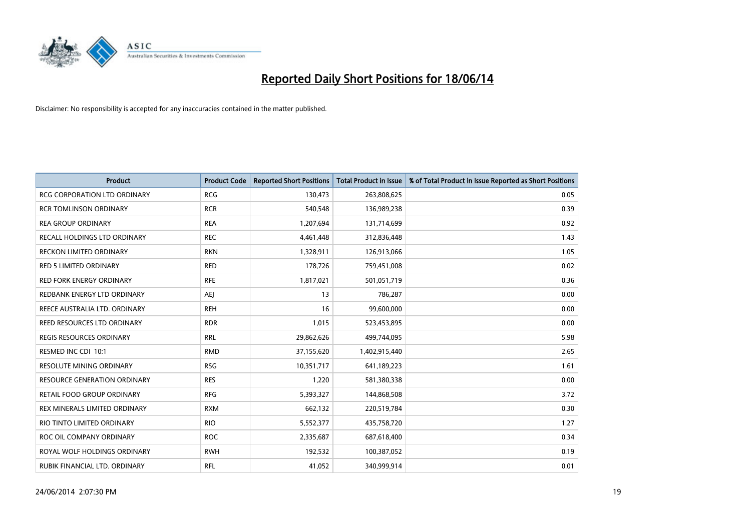# Reported Daily Short Positions for 18/06/14

Disclaimer: No responsibility is accepted for any inaccuracies contained in the matter published.

| Product | Product Code | Reported Short Positions | Total Product in Issue | % of Total Product in Issue Reported as Short Positions |
|---|---|---|---|---|
| RCG CORPORATION LTD ORDINARY | RCG | 130,473 | 263,808,625 | 0.05 |
| RCR TOMLINSON ORDINARY | RCR | 540,548 | 136,989,238 | 0.39 |
| REA GROUP ORDINARY | REA | 1,207,694 | 131,714,699 | 0.92 |
| RECALL HOLDINGS LTD ORDINARY | REC | 4,461,448 | 312,836,448 | 1.43 |
| RECKON LIMITED ORDINARY | RKN | 1,328,911 | 126,913,066 | 1.05 |
| RED 5 LIMITED ORDINARY | RED | 178,726 | 759,451,008 | 0.02 |
| RED FORK ENERGY ORDINARY | RFE | 1,817,021 | 501,051,719 | 0.36 |
| REDBANK ENERGY LTD ORDINARY | AEJ | 13 | 786,287 | 0.00 |
| REECE AUSTRALIA LTD. ORDINARY | REH | 16 | 99,600,000 | 0.00 |
| REED RESOURCES LTD ORDINARY | RDR | 1,015 | 523,453,895 | 0.00 |
| REGIS RESOURCES ORDINARY | RRL | 29,862,626 | 499,744,095 | 5.98 |
| RESMED INC CDI 10:1 | RMD | 37,155,620 | 1,402,915,440 | 2.65 |
| RESOLUTE MINING ORDINARY | RSG | 10,351,717 | 641,189,223 | 1.61 |
| RESOURCE GENERATION ORDINARY | RES | 1,220 | 581,380,338 | 0.00 |
| RETAIL FOOD GROUP ORDINARY | RFG | 5,393,327 | 144,868,508 | 3.72 |
| REX MINERALS LIMITED ORDINARY | RXM | 662,132 | 220,519,784 | 0.30 |
| RIO TINTO LIMITED ORDINARY | RIO | 5,552,377 | 435,758,720 | 1.27 |
| ROC OIL COMPANY ORDINARY | ROC | 2,335,687 | 687,618,400 | 0.34 |
| ROYAL WOLF HOLDINGS ORDINARY | RWH | 192,532 | 100,387,052 | 0.19 |
| RUBIK FINANCIAL LTD. ORDINARY | RFL | 41,052 | 340,999,914 | 0.01 |

24/06/2014 2:07:30 PM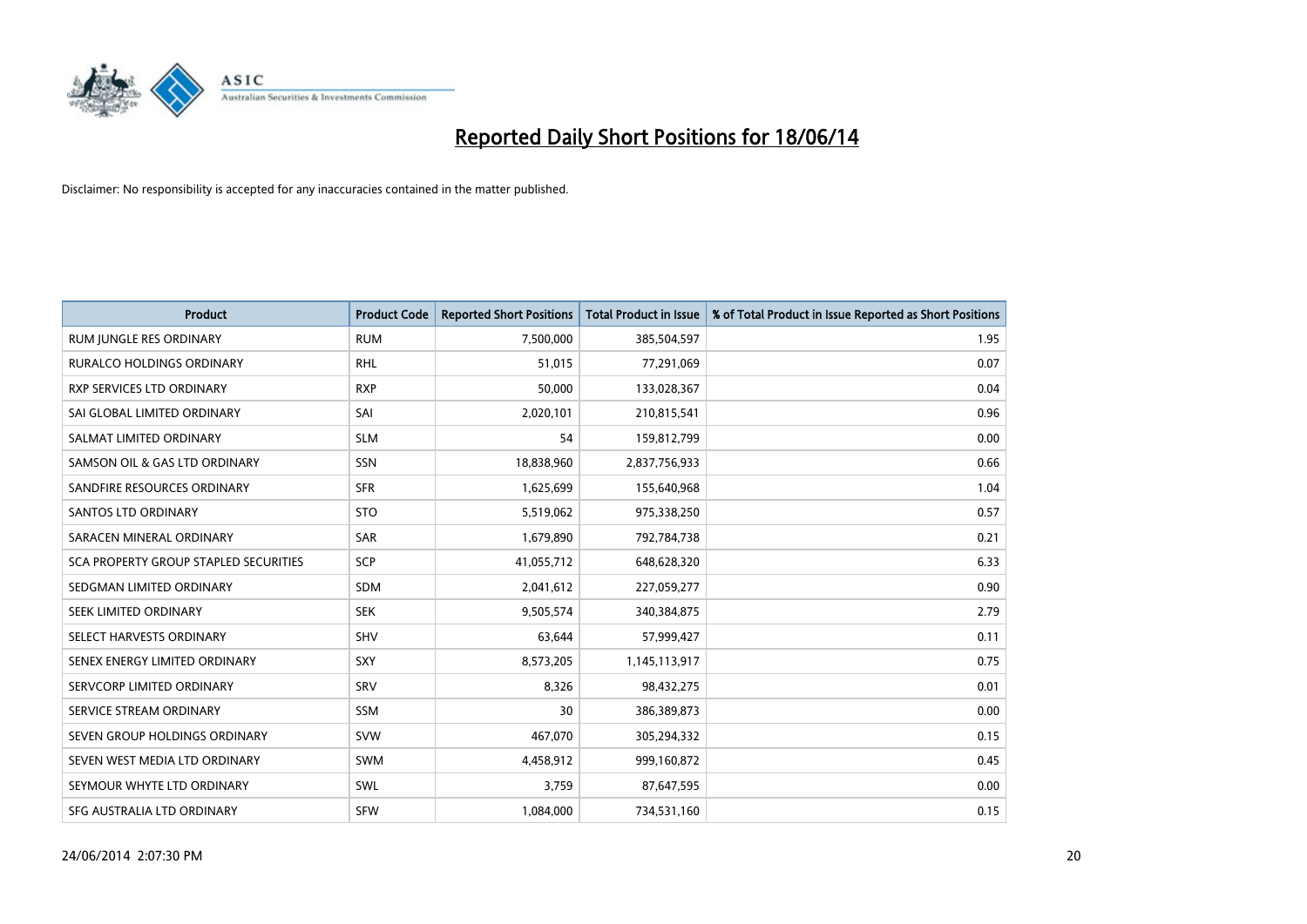# Reported Daily Short Positions for 18/06/14

Disclaimer: No responsibility is accepted for any inaccuracies contained in the matter published.

| Product | Product Code | Reported Short Positions | Total Product in Issue | % of Total Product in Issue Reported as Short Positions |
|---|---|---|---|---|
| RUM JUNGLE RES ORDINARY | RUM | 7,500,000 | 385,504,597 | 1.95 |
| RURALCO HOLDINGS ORDINARY | RHL | 51,015 | 77,291,069 | 0.07 |
| RXP SERVICES LTD ORDINARY | RXP | 50,000 | 133,028,367 | 0.04 |
| SAI GLOBAL LIMITED ORDINARY | SAI | 2,020,101 | 210,815,541 | 0.96 |
| SALMAT LIMITED ORDINARY | SLM | 54 | 159,812,799 | 0.00 |
| SAMSON OIL & GAS LTD ORDINARY | SSN | 18,838,960 | 2,837,756,933 | 0.66 |
| SANDFIRE RESOURCES ORDINARY | SFR | 1,625,699 | 155,640,968 | 1.04 |
| SANTOS LTD ORDINARY | STO | 5,519,062 | 975,338,250 | 0.57 |
| SARACEN MINERAL ORDINARY | SAR | 1,679,890 | 792,784,738 | 0.21 |
| SCA PROPERTY GROUP STAPLED SECURITIES | SCP | 41,055,712 | 648,628,320 | 6.33 |
| SEDGMAN LIMITED ORDINARY | SDM | 2,041,612 | 227,059,277 | 0.90 |
| SEEK LIMITED ORDINARY | SEK | 9,505,574 | 340,384,875 | 2.79 |
| SELECT HARVESTS ORDINARY | SHV | 63,644 | 57,999,427 | 0.11 |
| SENEX ENERGY LIMITED ORDINARY | SXY | 8,573,205 | 1,145,113,917 | 0.75 |
| SERVCORP LIMITED ORDINARY | SRV | 8,326 | 98,432,275 | 0.01 |
| SERVICE STREAM ORDINARY | SSM | 30 | 386,389,873 | 0.00 |
| SEVEN GROUP HOLDINGS ORDINARY | SVW | 467,070 | 305,294,332 | 0.15 |
| SEVEN WEST MEDIA LTD ORDINARY | SWM | 4,458,912 | 999,160,872 | 0.45 |
| SEYMOUR WHYTE LTD ORDINARY | SWL | 3,759 | 87,647,595 | 0.00 |
| SFG AUSTRALIA LTD ORDINARY | SFW | 1,084,000 | 734,531,160 | 0.15 |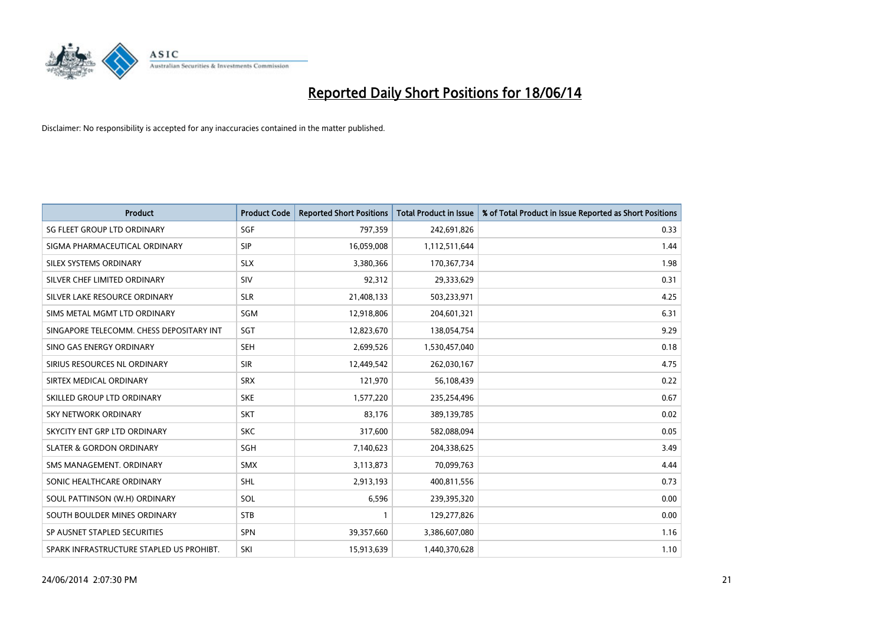# Reported Daily Short Positions for 18/06/14

Disclaimer: No responsibility is accepted for any inaccuracies contained in the matter published.

| Product | Product Code | Reported Short Positions | Total Product in Issue | % of Total Product in Issue Reported as Short Positions |
|---|---|---|---|---|
| SG FLEET GROUP LTD ORDINARY | SGF | 797,359 | 242,691,826 | 0.33 |
| SIGMA PHARMACEUTICAL ORDINARY | SIP | 16,059,008 | 1,112,511,644 | 1.44 |
| SILEX SYSTEMS ORDINARY | SLX | 3,380,366 | 170,367,734 | 1.98 |
| SILVER CHEF LIMITED ORDINARY | SIV | 92,312 | 29,333,629 | 0.31 |
| SILVER LAKE RESOURCE ORDINARY | SLR | 21,408,133 | 503,233,971 | 4.25 |
| SIMS METAL MGMT LTD ORDINARY | SGM | 12,918,806 | 204,601,321 | 6.31 |
| SINGAPORE TELECOMM. CHESS DEPOSITARY INT | SGT | 12,823,670 | 138,054,754 | 9.29 |
| SINO GAS ENERGY ORDINARY | SEH | 2,699,526 | 1,530,457,040 | 0.18 |
| SIRIUS RESOURCES NL ORDINARY | SIR | 12,449,542 | 262,030,167 | 4.75 |
| SIRTEX MEDICAL ORDINARY | SRX | 121,970 | 56,108,439 | 0.22 |
| SKILLED GROUP LTD ORDINARY | SKE | 1,577,220 | 235,254,496 | 0.67 |
| SKY NETWORK ORDINARY | SKT | 83,176 | 389,139,785 | 0.02 |
| SKYCITY ENT GRP LTD ORDINARY | SKC | 317,600 | 582,088,094 | 0.05 |
| SLATER & GORDON ORDINARY | SGH | 7,140,623 | 204,338,625 | 3.49 |
| SMS MANAGEMENT. ORDINARY | SMX | 3,113,873 | 70,099,763 | 4.44 |
| SONIC HEALTHCARE ORDINARY | SHL | 2,913,193 | 400,811,556 | 0.73 |
| SOUL PATTINSON (W.H) ORDINARY | SOL | 6,596 | 239,395,320 | 0.00 |
| SOUTH BOULDER MINES ORDINARY | STB | 1 | 129,277,826 | 0.00 |
| SP AUSNET STAPLED SECURITIES | SPN | 39,357,660 | 3,386,607,080 | 1.16 |
| SPARK INFRASTRUCTURE STAPLED US PROHIBT. | SKI | 15,913,639 | 1,440,370,628 | 1.10 |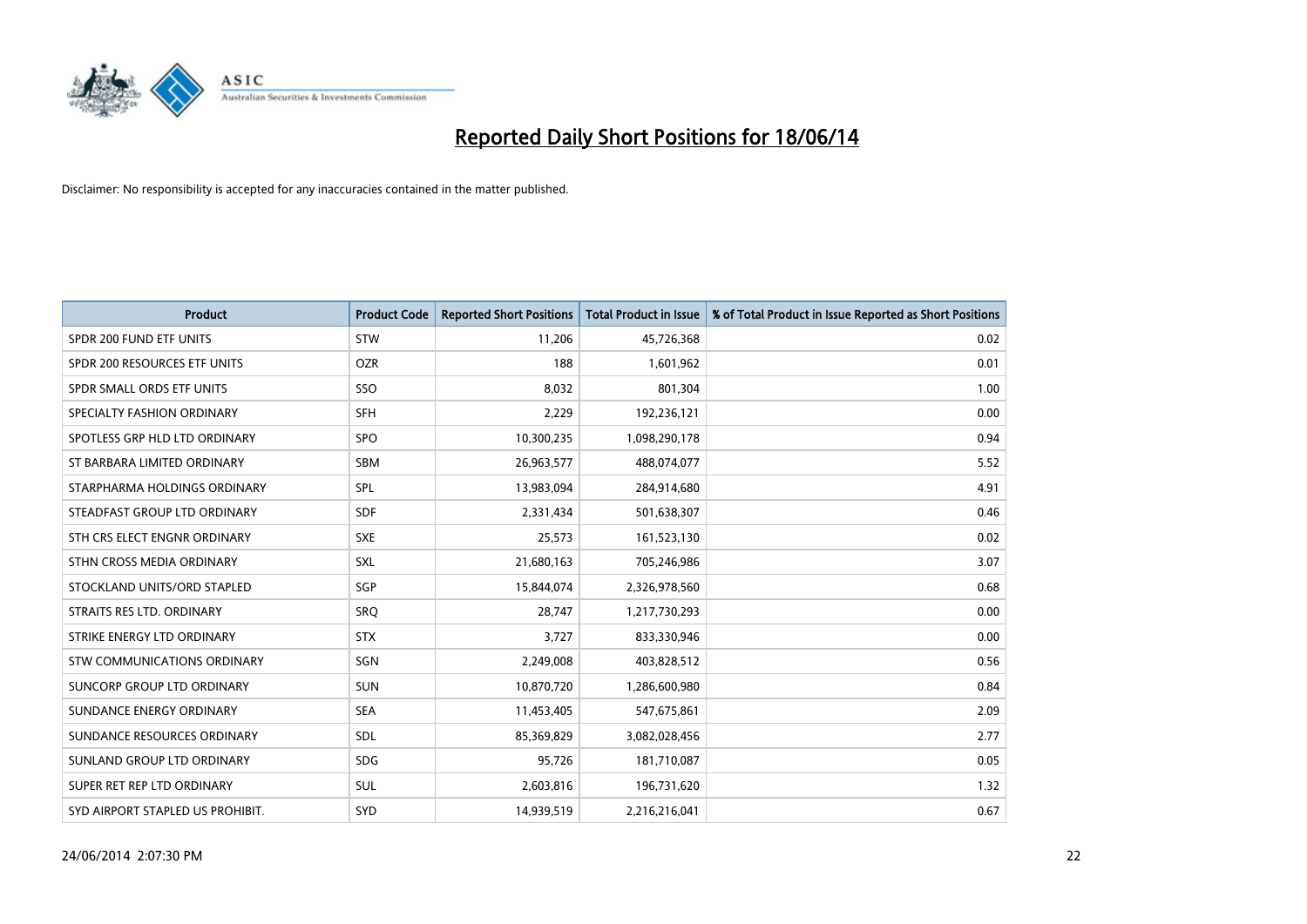# Reported Daily Short Positions for 18/06/14

Disclaimer: No responsibility is accepted for any inaccuracies contained in the matter published.

| Product | Product Code | Reported Short Positions | Total Product in Issue | % of Total Product in Issue Reported as Short Positions |
|---|---|---|---|---|
| SPDR 200 FUND ETF UNITS | STW | 11,206 | 45,726,368 | 0.02 |
| SPDR 200 RESOURCES ETF UNITS | OZR | 188 | 1,601,962 | 0.01 |
| SPDR SMALL ORDS ETF UNITS | SSO | 8,032 | 801,304 | 1.00 |
| SPECIALTY FASHION ORDINARY | SFH | 2,229 | 192,236,121 | 0.00 |
| SPOTLESS GRP HLD LTD ORDINARY | SPO | 10,300,235 | 1,098,290,178 | 0.94 |
| ST BARBARA LIMITED ORDINARY | SBM | 26,963,577 | 488,074,077 | 5.52 |
| STARPHARMA HOLDINGS ORDINARY | SPL | 13,983,094 | 284,914,680 | 4.91 |
| STEADFAST GROUP LTD ORDINARY | SDF | 2,331,434 | 501,638,307 | 0.46 |
| STH CRS ELECT ENGNR ORDINARY | SXE | 25,573 | 161,523,130 | 0.02 |
| STHN CROSS MEDIA ORDINARY | SXL | 21,680,163 | 705,246,986 | 3.07 |
| STOCKLAND UNITS/ORD STAPLED | SGP | 15,844,074 | 2,326,978,560 | 0.68 |
| STRAITS RES LTD. ORDINARY | SRQ | 28,747 | 1,217,730,293 | 0.00 |
| STRIKE ENERGY LTD ORDINARY | STX | 3,727 | 833,330,946 | 0.00 |
| STW COMMUNICATIONS ORDINARY | SGN | 2,249,008 | 403,828,512 | 0.56 |
| SUNCORP GROUP LTD ORDINARY | SUN | 10,870,720 | 1,286,600,980 | 0.84 |
| SUNDANCE ENERGY ORDINARY | SEA | 11,453,405 | 547,675,861 | 2.09 |
| SUNDANCE RESOURCES ORDINARY | SDL | 85,369,829 | 3,082,028,456 | 2.77 |
| SUNLAND GROUP LTD ORDINARY | SDG | 95,726 | 181,710,087 | 0.05 |
| SUPER RET REP LTD ORDINARY | SUL | 2,603,816 | 196,731,620 | 1.32 |
| SYD AIRPORT STAPLED US PROHIBIT. | SYD | 14,939,519 | 2,216,216,041 | 0.67 |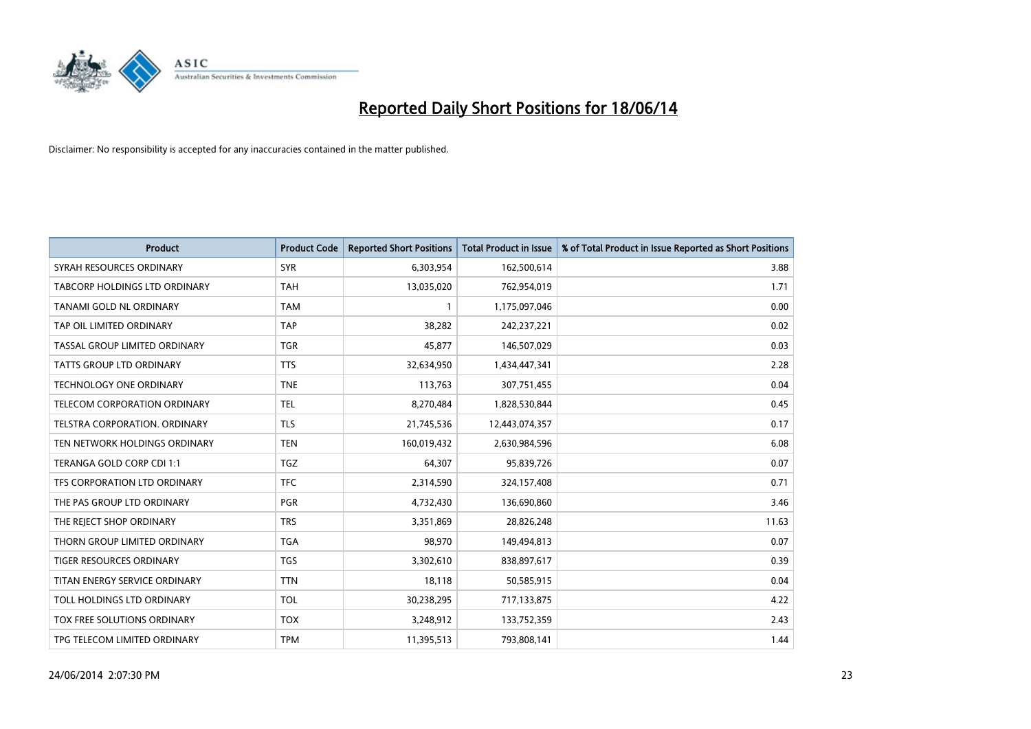# Reported Daily Short Positions for 18/06/14

Disclaimer: No responsibility is accepted for any inaccuracies contained in the matter published.

| Product | Product Code | Reported Short Positions | Total Product in Issue | % of Total Product in Issue Reported as Short Positions |
|---|---|---|---|---|
| SYRAH RESOURCES ORDINARY | SYR | 6,303,954 | 162,500,614 | 3.88 |
| TABCORP HOLDINGS LTD ORDINARY | TAH | 13,035,020 | 762,954,019 | 1.71 |
| TANAMI GOLD NL ORDINARY | TAM | 1 | 1,175,097,046 | 0.00 |
| TAP OIL LIMITED ORDINARY | TAP | 38,282 | 242,237,221 | 0.02 |
| TASSAL GROUP LIMITED ORDINARY | TGR | 45,877 | 146,507,029 | 0.03 |
| TATTS GROUP LTD ORDINARY | TTS | 32,634,950 | 1,434,447,341 | 2.28 |
| TECHNOLOGY ONE ORDINARY | TNE | 113,763 | 307,751,455 | 0.04 |
| TELECOM CORPORATION ORDINARY | TEL | 8,270,484 | 1,828,530,844 | 0.45 |
| TELSTRA CORPORATION. ORDINARY | TLS | 21,745,536 | 12,443,074,357 | 0.17 |
| TEN NETWORK HOLDINGS ORDINARY | TEN | 160,019,432 | 2,630,984,596 | 6.08 |
| TERANGA GOLD CORP CDI 1:1 | TGZ | 64,307 | 95,839,726 | 0.07 |
| TFS CORPORATION LTD ORDINARY | TFC | 2,314,590 | 324,157,408 | 0.71 |
| THE PAS GROUP LTD ORDINARY | PGR | 4,732,430 | 136,690,860 | 3.46 |
| THE REJECT SHOP ORDINARY | TRS | 3,351,869 | 28,826,248 | 11.63 |
| THORN GROUP LIMITED ORDINARY | TGA | 98,970 | 149,494,813 | 0.07 |
| TIGER RESOURCES ORDINARY | TGS | 3,302,610 | 838,897,617 | 0.39 |
| TITAN ENERGY SERVICE ORDINARY | TTN | 18,118 | 50,585,915 | 0.04 |
| TOLL HOLDINGS LTD ORDINARY | TOL | 30,238,295 | 717,133,875 | 4.22 |
| TOX FREE SOLUTIONS ORDINARY | TOX | 3,248,912 | 133,752,359 | 2.43 |
| TPG TELECOM LIMITED ORDINARY | TPM | 11,395,513 | 793,808,141 | 1.44 |

24/06/2014 2:07:30 PM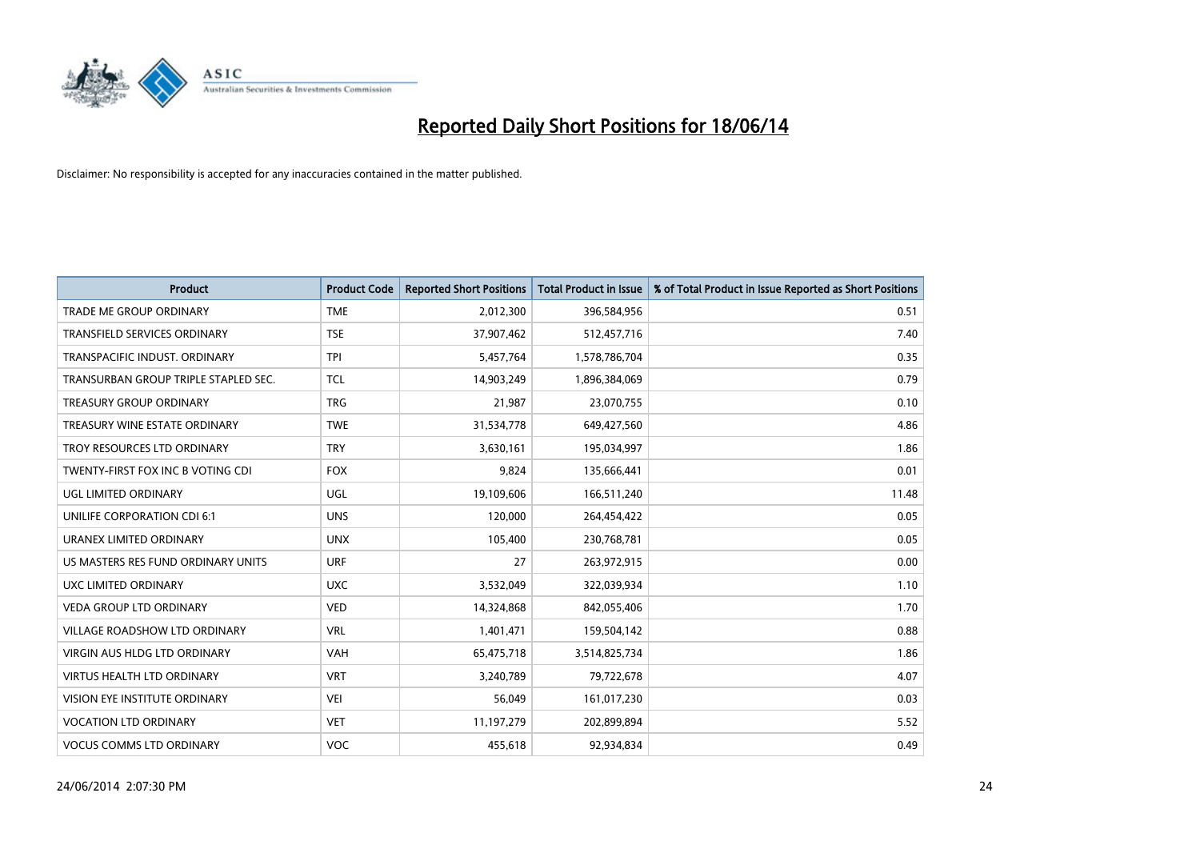# Reported Daily Short Positions for 18/06/14

Disclaimer: No responsibility is accepted for any inaccuracies contained in the matter published.

| Product | Product Code | Reported Short Positions | Total Product in Issue | % of Total Product in Issue Reported as Short Positions |
| --- | --- | --- | --- | --- |
| TRADE ME GROUP ORDINARY | TME | 2,012,300 | 396,584,956 | 0.51 |
| TRANSFIELD SERVICES ORDINARY | TSE | 37,907,462 | 512,457,716 | 7.40 |
| TRANSPACIFIC INDUST. ORDINARY | TPI | 5,457,764 | 1,578,786,704 | 0.35 |
| TRANSURBAN GROUP TRIPLE STAPLED SEC. | TCL | 14,903,249 | 1,896,384,069 | 0.79 |
| TREASURY GROUP ORDINARY | TRG | 21,987 | 23,070,755 | 0.10 |
| TREASURY WINE ESTATE ORDINARY | TWE | 31,534,778 | 649,427,560 | 4.86 |
| TROY RESOURCES LTD ORDINARY | TRY | 3,630,161 | 195,034,997 | 1.86 |
| TWENTY-FIRST FOX INC B VOTING CDI | FOX | 9,824 | 135,666,441 | 0.01 |
| UGL LIMITED ORDINARY | UGL | 19,109,606 | 166,511,240 | 11.48 |
| UNILIFE CORPORATION CDI 6:1 | UNS | 120,000 | 264,454,422 | 0.05 |
| URANEX LIMITED ORDINARY | UNX | 105,400 | 230,768,781 | 0.05 |
| US MASTERS RES FUND ORDINARY UNITS | URF | 27 | 263,972,915 | 0.00 |
| UXC LIMITED ORDINARY | UXC | 3,532,049 | 322,039,934 | 1.10 |
| VEDA GROUP LTD ORDINARY | VED | 14,324,868 | 842,055,406 | 1.70 |
| VILLAGE ROADSHOW LTD ORDINARY | VRL | 1,401,471 | 159,504,142 | 0.88 |
| VIRGIN AUS HLDG LTD ORDINARY | VAH | 65,475,718 | 3,514,825,734 | 1.86 |
| VIRTUS HEALTH LTD ORDINARY | VRT | 3,240,789 | 79,722,678 | 4.07 |
| VISION EYE INSTITUTE ORDINARY | VEI | 56,049 | 161,017,230 | 0.03 |
| VOCATION LTD ORDINARY | VET | 11,197,279 | 202,899,894 | 5.52 |
| VOCUS COMMS LTD ORDINARY | VOC | 455,618 | 92,934,834 | 0.49 |

24/06/2014 2:07:30 PM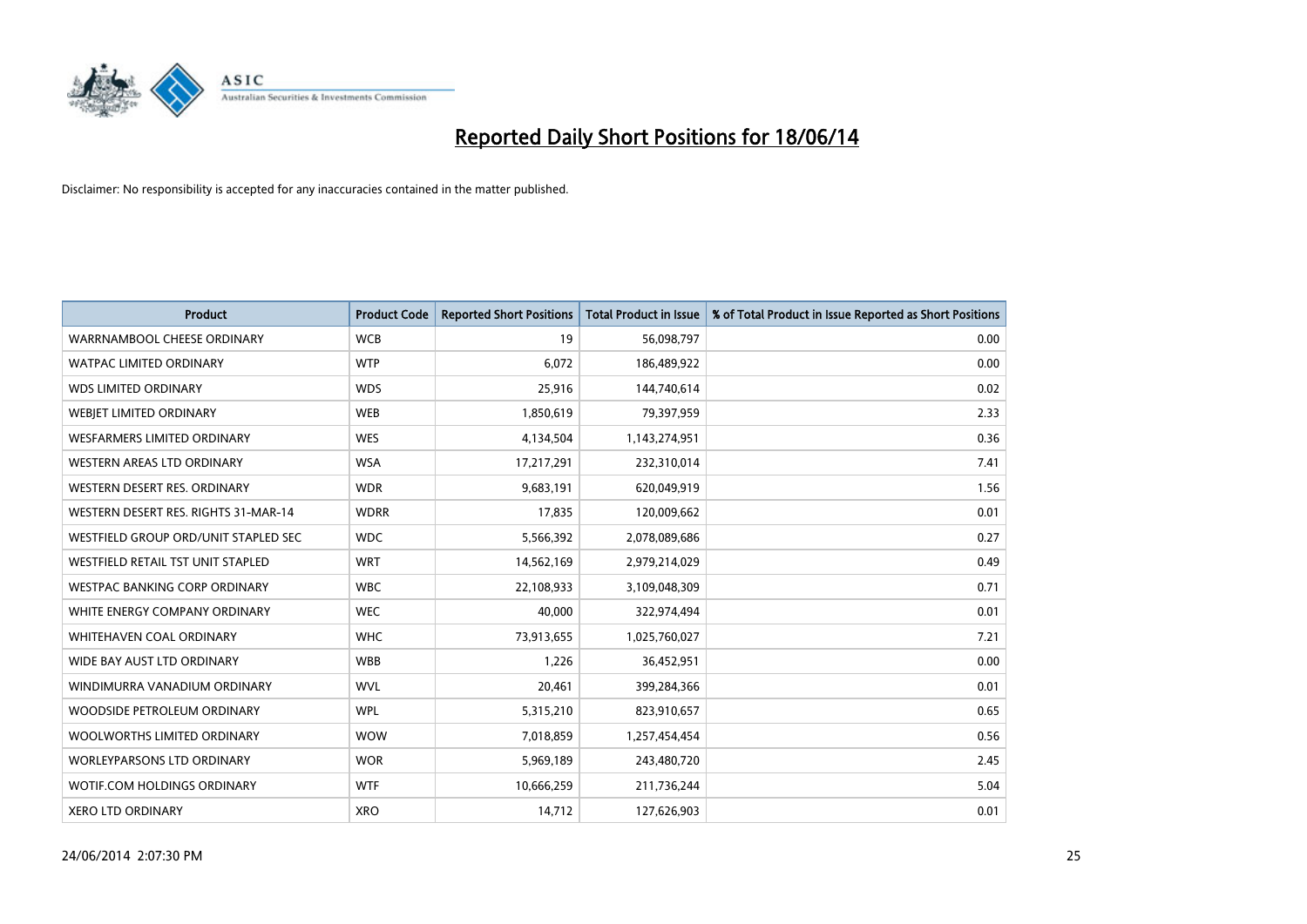# Reported Daily Short Positions for 18/06/14

Disclaimer: No responsibility is accepted for any inaccuracies contained in the matter published.

| Product | Product Code | Reported Short Positions | Total Product in Issue | % of Total Product in Issue Reported as Short Positions |
|---|---|---|---|---|
| WARRNAMBOOL CHEESE ORDINARY | WCB | 19 | 56,098,797 | 0.00 |
| WATPAC LIMITED ORDINARY | WTP | 6,072 | 186,489,922 | 0.00 |
| WDS LIMITED ORDINARY | WDS | 25,916 | 144,740,614 | 0.02 |
| WEBJET LIMITED ORDINARY | WEB | 1,850,619 | 79,397,959 | 2.33 |
| WESFARMERS LIMITED ORDINARY | WES | 4,134,504 | 1,143,274,951 | 0.36 |
| WESTERN AREAS LTD ORDINARY | WSA | 17,217,291 | 232,310,014 | 7.41 |
| WESTERN DESERT RES. ORDINARY | WDR | 9,683,191 | 620,049,919 | 1.56 |
| WESTERN DESERT RES. RIGHTS 31-MAR-14 | WDRR | 17,835 | 120,009,662 | 0.01 |
| WESTFIELD GROUP ORD/UNIT STAPLED SEC | WDC | 5,566,392 | 2,078,089,686 | 0.27 |
| WESTFIELD RETAIL TST UNIT STAPLED | WRT | 14,562,169 | 2,979,214,029 | 0.49 |
| WESTPAC BANKING CORP ORDINARY | WBC | 22,108,933 | 3,109,048,309 | 0.71 |
| WHITE ENERGY COMPANY ORDINARY | WEC | 40,000 | 322,974,494 | 0.01 |
| WHITEHAVEN COAL ORDINARY | WHC | 73,913,655 | 1,025,760,027 | 7.21 |
| WIDE BAY AUST LTD ORDINARY | WBB | 1,226 | 36,452,951 | 0.00 |
| WINDIMURRA VANADIUM ORDINARY | WVL | 20,461 | 399,284,366 | 0.01 |
| WOODSIDE PETROLEUM ORDINARY | WPL | 5,315,210 | 823,910,657 | 0.65 |
| WOOLWORTHS LIMITED ORDINARY | WOW | 7,018,859 | 1,257,454,454 | 0.56 |
| WORLEYPARSONS LTD ORDINARY | WOR | 5,969,189 | 243,480,720 | 2.45 |
| WOTIF.COM HOLDINGS ORDINARY | WTF | 10,666,259 | 211,736,244 | 5.04 |
| XERO LTD ORDINARY | XRO | 14,712 | 127,626,903 | 0.01 |

24/06/2014 2:07:30 PM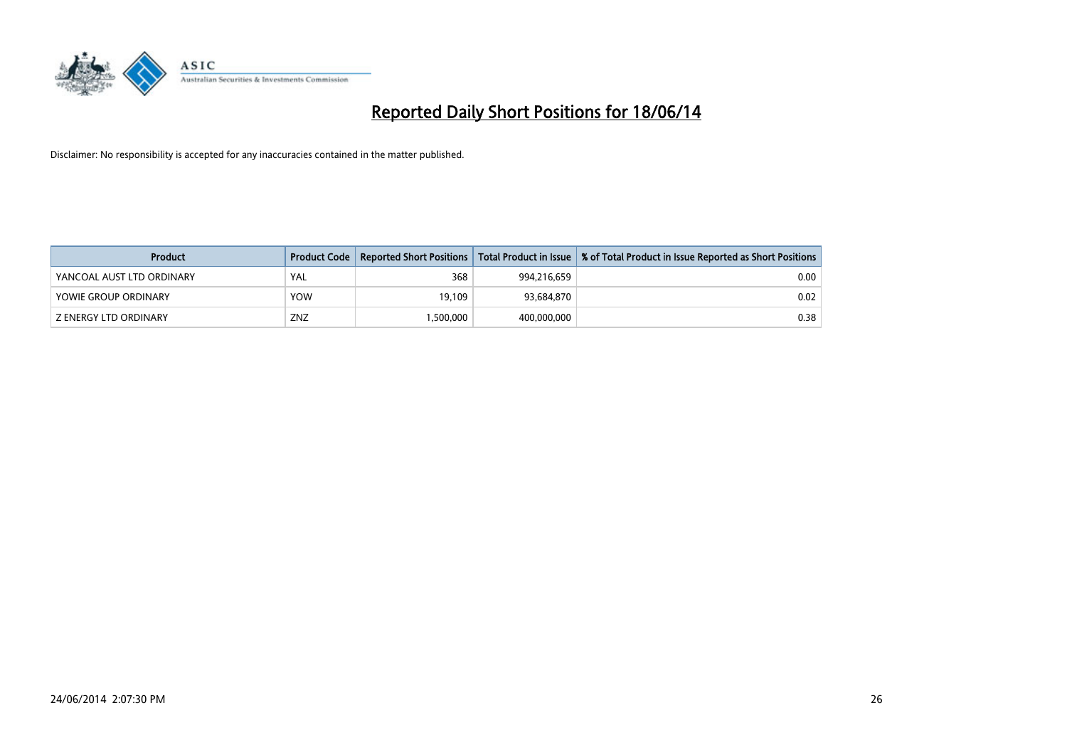# Reported Daily Short Positions for 18/06/14

Disclaimer: No responsibility is accepted for any inaccuracies contained in the matter published.

| Product | Product Code | Reported Short Positions | Total Product in Issue | % of Total Product in Issue Reported as Short Positions |
| --- | --- | --- | --- | --- |
| YANCOAL AUST LTD ORDINARY | YAL | 368 | 994,216,659 | 0.00 |
| YOWIE GROUP ORDINARY | YOW | 19,109 | 93,684,870 | 0.02 |
| Z ENERGY LTD ORDINARY | ZNZ | 1,500,000 | 400,000,000 | 0.38 |